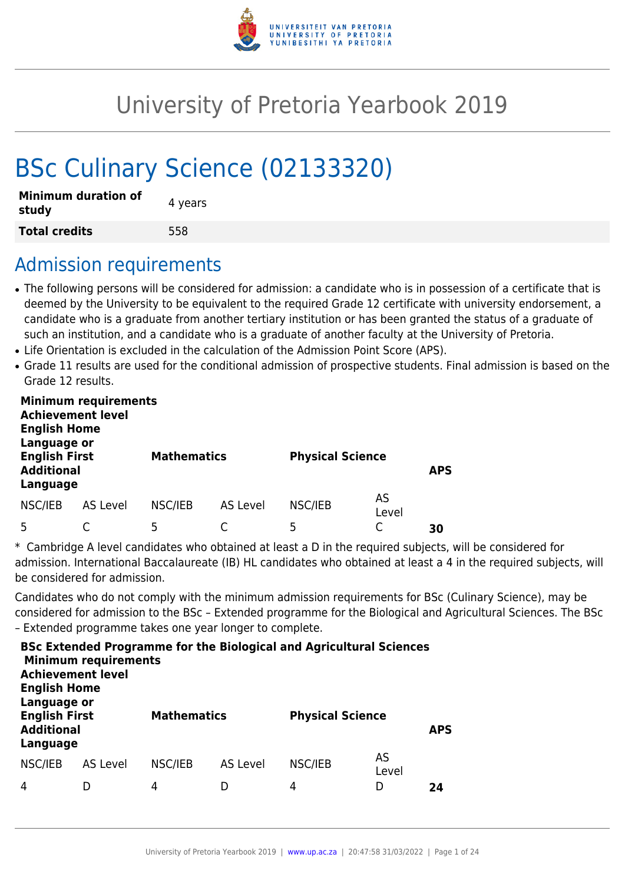# University of Pretoria Yearbook 2019

# BSc Culinary Science (02133320)

| **Minimum duration of study** | 4 years |
|---|---|
| **Total credits** | 558 |

## Admission requirements

- The following persons will be considered for admission: a candidate who is in possession of a certificate that is deemed by the University to be equivalent to the required Grade 12 certificate with university endorsement, a candidate who is a graduate from another tertiary institution or has been granted the status of a graduate of such an institution, and a candidate who is a graduate of another faculty at the University of Pretoria.
- Life Orientation is excluded in the calculation of the Admission Point Score (APS).
- Grade 11 results are used for the conditional admission of prospective students. Final admission is based on the Grade 12 results.

| **Minimum requirements Achievement level English Home Language or English First Additional Language** | | **Mathematics** | | **Physical Science** | | **APS** |
|---|---|---|---|---|---|---|
| NSC/IEB | AS Level | NSC/IEB | AS Level | NSC/IEB | AS Level | |
| 5 | C | 5 | C | 5 | C | **30** |

\* Cambridge A level candidates who obtained at least a D in the required subjects, will be considered for admission. International Baccalaureate (IB) HL candidates who obtained at least a 4 in the required subjects, will be considered for admission.

Candidates who do not comply with the minimum admission requirements for BSc (Culinary Science), may be considered for admission to the BSc – Extended programme for the Biological and Agricultural Sciences. The BSc – Extended programme takes one year longer to complete.

| **BSc Extended Programme for the Biological and Agricultural Sciences Minimum requirements Achievement level English Home Language or English First Additional Language** | | **Mathematics** | | **Physical Science** | | **APS** |
|---|---|---|---|---|---|---|
| NSC/IEB | AS Level | NSC/IEB | AS Level | NSC/IEB | AS Level | |
| 4 | D | 4 | D | 4 | D | **24** |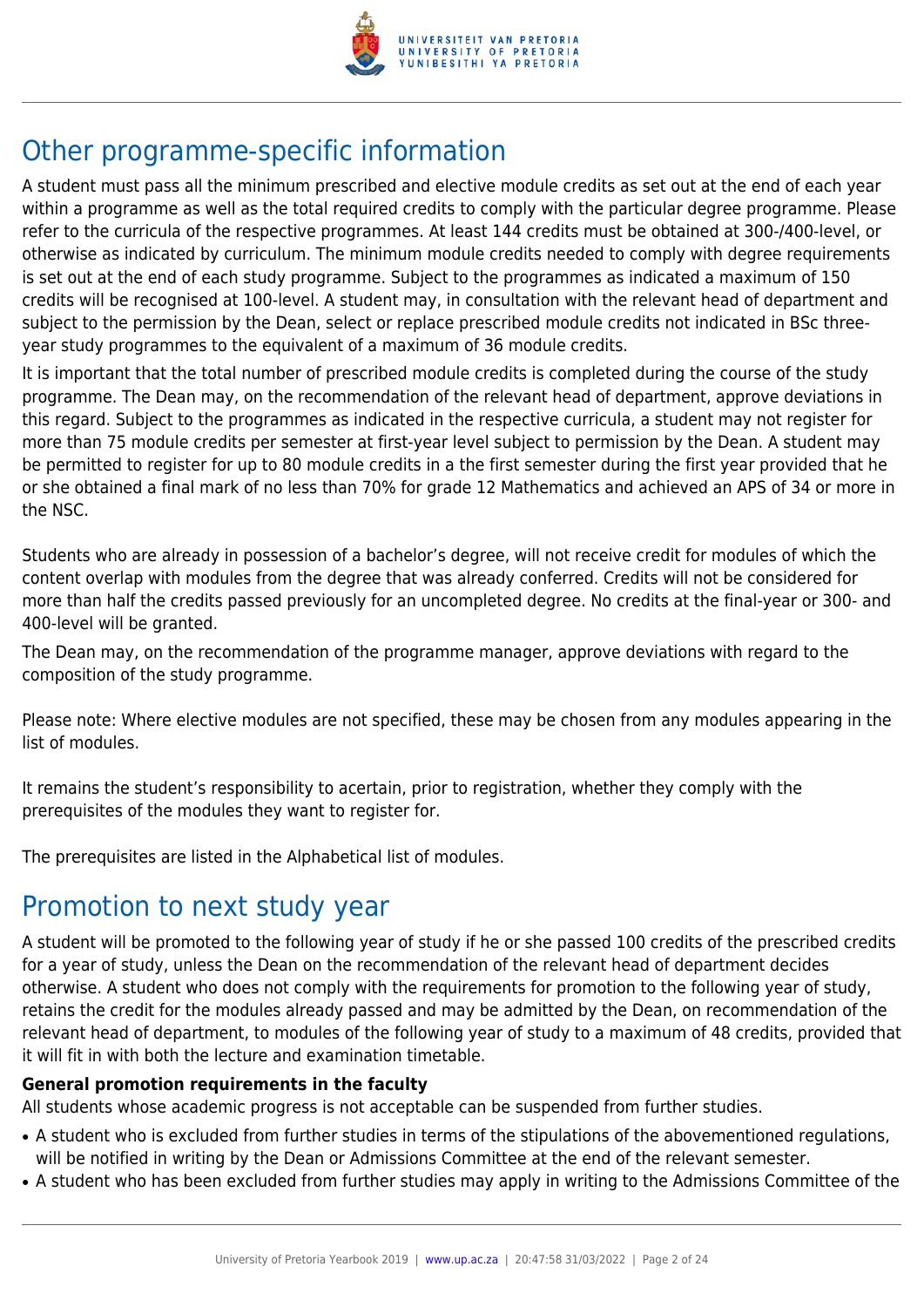## Other programme-specific information

A student must pass all the minimum prescribed and elective module credits as set out at the end of each year within a programme as well as the total required credits to comply with the particular degree programme. Please refer to the curricula of the respective programmes. At least 144 credits must be obtained at 300-/400-level, or otherwise as indicated by curriculum. The minimum module credits needed to comply with degree requirements is set out at the end of each study programme. Subject to the programmes as indicated a maximum of 150 credits will be recognised at 100-level. A student may, in consultation with the relevant head of department and subject to the permission by the Dean, select or replace prescribed module credits not indicated in BSc three-year study programmes to the equivalent of a maximum of 36 module credits.

It is important that the total number of prescribed module credits is completed during the course of the study programme. The Dean may, on the recommendation of the relevant head of department, approve deviations in this regard. Subject to the programmes as indicated in the respective curricula, a student may not register for more than 75 module credits per semester at first-year level subject to permission by the Dean. A student may be permitted to register for up to 80 module credits in a the first semester during the first year provided that he or she obtained a final mark of no less than 70% for grade 12 Mathematics and achieved an APS of 34 or more in the NSC.

Students who are already in possession of a bachelor's degree, will not receive credit for modules of which the content overlap with modules from the degree that was already conferred. Credits will not be considered for more than half the credits passed previously for an uncompleted degree. No credits at the final-year or 300- and 400-level will be granted.

The Dean may, on the recommendation of the programme manager, approve deviations with regard to the composition of the study programme.

Please note: Where elective modules are not specified, these may be chosen from any modules appearing in the list of modules.

It remains the student's responsibility to acertain, prior to registration, whether they comply with the prerequisites of the modules they want to register for.

The prerequisites are listed in the Alphabetical list of modules.

## Promotion to next study year

A student will be promoted to the following year of study if he or she passed 100 credits of the prescribed credits for a year of study, unless the Dean on the recommendation of the relevant head of department decides otherwise. A student who does not comply with the requirements for promotion to the following year of study, retains the credit for the modules already passed and may be admitted by the Dean, on recommendation of the relevant head of department, to modules of the following year of study to a maximum of 48 credits, provided that it will fit in with both the lecture and examination timetable.

**General promotion requirements in the faculty**

All students whose academic progress is not acceptable can be suspended from further studies.

- A student who is excluded from further studies in terms of the stipulations of the abovementioned regulations, will be notified in writing by the Dean or Admissions Committee at the end of the relevant semester.
- A student who has been excluded from further studies may apply in writing to the Admissions Committee of the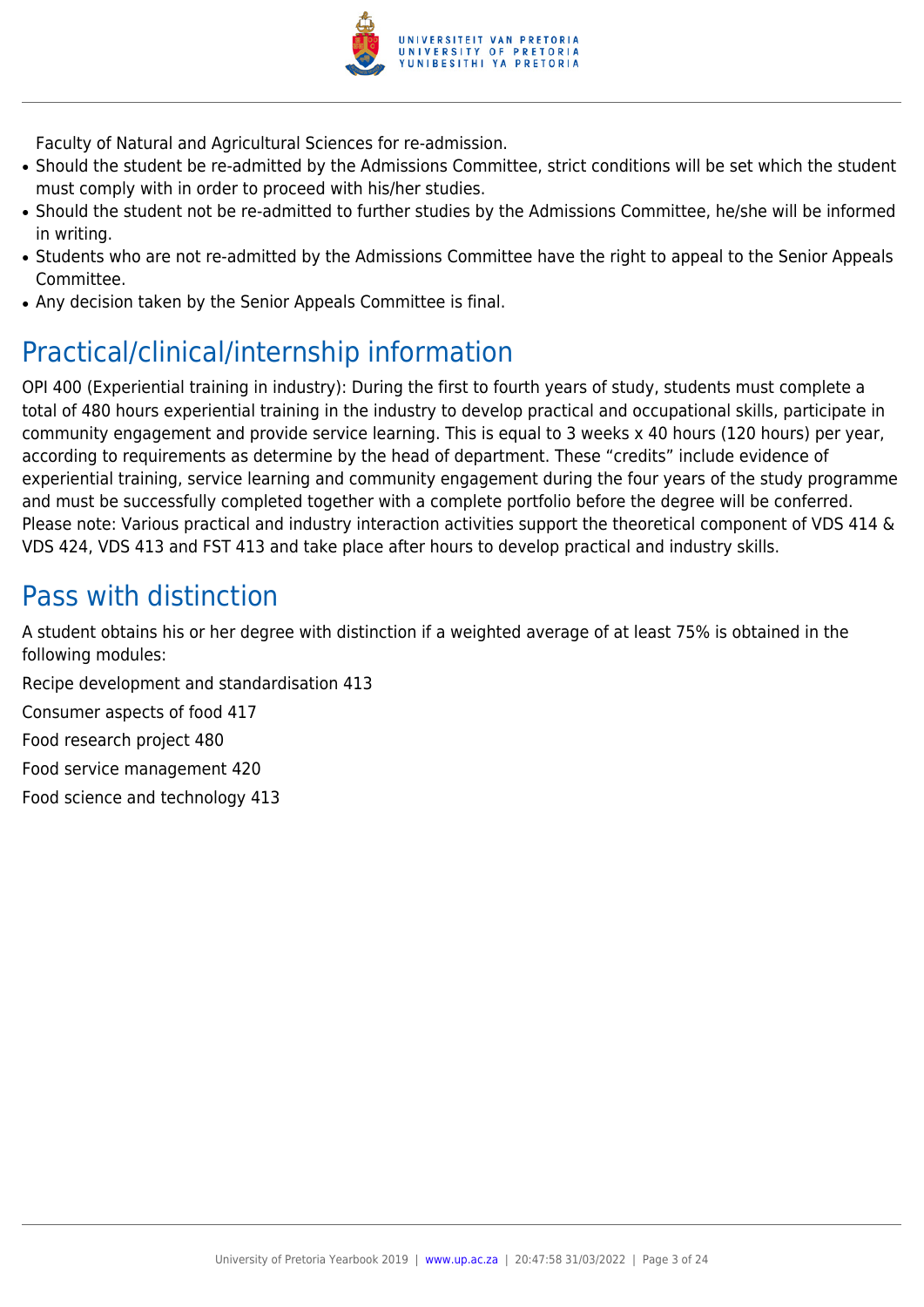Faculty of Natural and Agricultural Sciences for re-admission.

- Should the student be re-admitted by the Admissions Committee, strict conditions will be set which the student must comply with in order to proceed with his/her studies.
- Should the student not be re-admitted to further studies by the Admissions Committee, he/she will be informed in writing.
- Students who are not re-admitted by the Admissions Committee have the right to appeal to the Senior Appeals Committee.
- Any decision taken by the Senior Appeals Committee is final.

## Practical/clinical/internship information

OPI 400 (Experiential training in industry): During the first to fourth years of study, students must complete a total of 480 hours experiential training in the industry to develop practical and occupational skills, participate in community engagement and provide service learning. This is equal to 3 weeks x 40 hours (120 hours) per year, according to requirements as determine by the head of department. These "credits" include evidence of experiential training, service learning and community engagement during the four years of the study programme and must be successfully completed together with a complete portfolio before the degree will be conferred. Please note: Various practical and industry interaction activities support the theoretical component of VDS 414 & VDS 424, VDS 413 and FST 413 and take place after hours to develop practical and industry skills.

## Pass with distinction

A student obtains his or her degree with distinction if a weighted average of at least 75% is obtained in the following modules:

Recipe development and standardisation 413

Consumer aspects of food 417

Food research project 480

Food service management 420

Food science and technology 413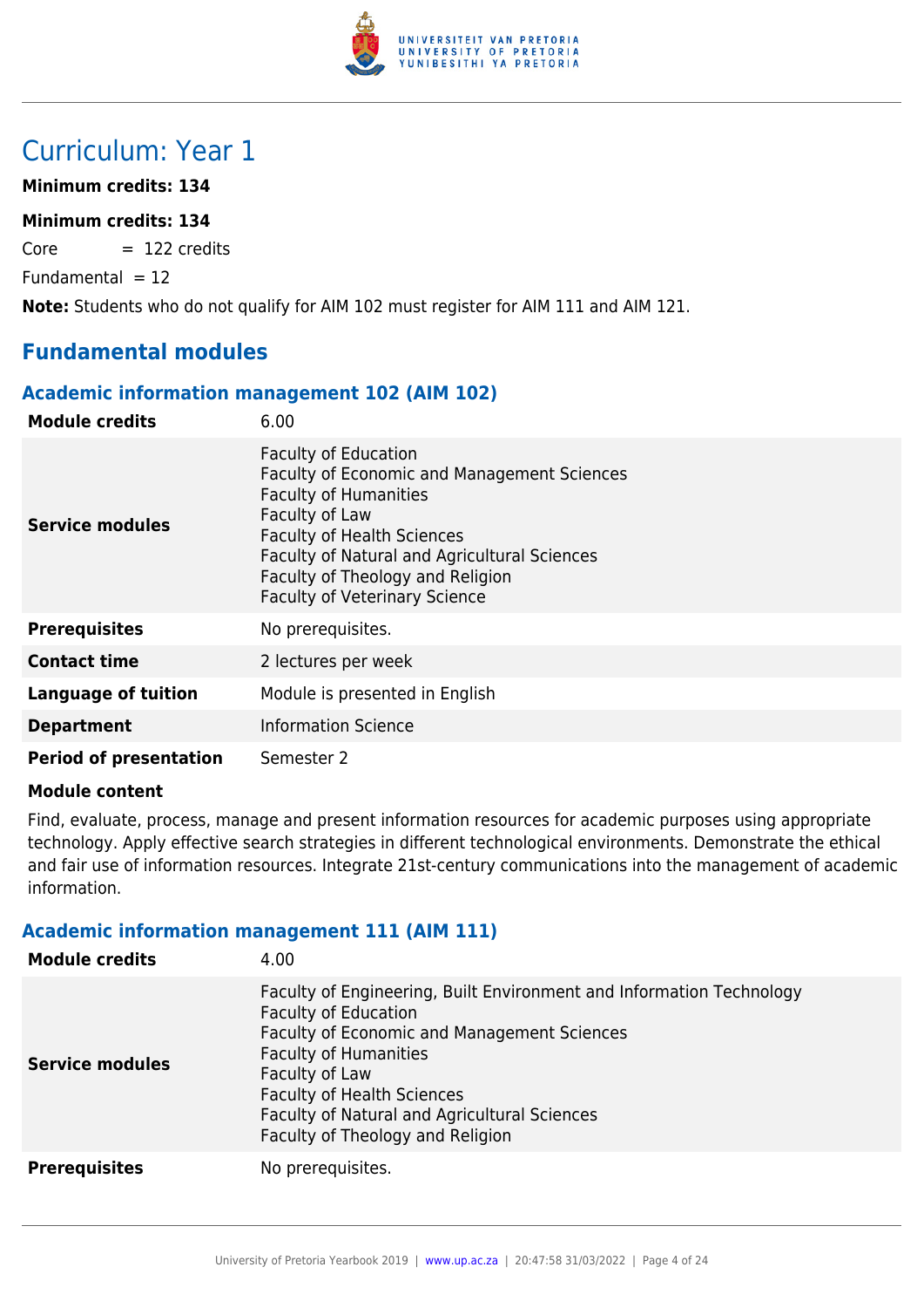# Curriculum: Year 1

**Minimum credits: 134**

**Minimum credits: 134**

Core = 122 credits

Fundamental = 12

**Note:** Students who do not qualify for AIM 102 must register for AIM 111 and AIM 121.

## Fundamental modules

### Academic information management 102 (AIM 102)

| | |
|---|---|
| **Module credits** | 6.00 |
| **Service modules** | Faculty of Education<br>Faculty of Economic and Management Sciences<br>Faculty of Humanities<br>Faculty of Law<br>Faculty of Health Sciences<br>Faculty of Natural and Agricultural Sciences<br>Faculty of Theology and Religion<br>Faculty of Veterinary Science |
| **Prerequisites** | No prerequisites. |
| **Contact time** | 2 lectures per week |
| **Language of tuition** | Module is presented in English |
| **Department** | Information Science |
| **Period of presentation** | Semester 2 |

**Module content**

Find, evaluate, process, manage and present information resources for academic purposes using appropriate technology. Apply effective search strategies in different technological environments. Demonstrate the ethical and fair use of information resources. Integrate 21st-century communications into the management of academic information.

### Academic information management 111 (AIM 111)

| | |
|---|---|
| **Module credits** | 4.00 |
| **Service modules** | Faculty of Engineering, Built Environment and Information Technology<br>Faculty of Education<br>Faculty of Economic and Management Sciences<br>Faculty of Humanities<br>Faculty of Law<br>Faculty of Health Sciences<br>Faculty of Natural and Agricultural Sciences<br>Faculty of Theology and Religion |
| **Prerequisites** | No prerequisites. |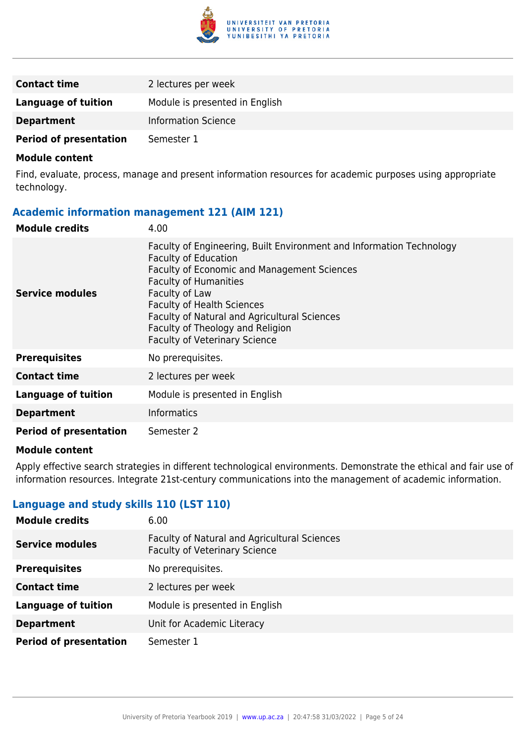| | |
|---|---|
| **Contact time** | 2 lectures per week |
| **Language of tuition** | Module is presented in English |
| **Department** | Information Science |
| **Period of presentation** | Semester 1 |

**Module content**

Find, evaluate, process, manage and present information resources for academic purposes using appropriate technology.

### Academic information management 121 (AIM 121)

| | |
|---|---|
| **Module credits** | 4.00 |
| **Service modules** | Faculty of Engineering, Built Environment and Information Technology<br>Faculty of Education<br>Faculty of Economic and Management Sciences<br>Faculty of Humanities<br>Faculty of Law<br>Faculty of Health Sciences<br>Faculty of Natural and Agricultural Sciences<br>Faculty of Theology and Religion<br>Faculty of Veterinary Science |
| **Prerequisites** | No prerequisites. |
| **Contact time** | 2 lectures per week |
| **Language of tuition** | Module is presented in English |
| **Department** | Informatics |
| **Period of presentation** | Semester 2 |

**Module content**

Apply effective search strategies in different technological environments. Demonstrate the ethical and fair use of information resources. Integrate 21st-century communications into the management of academic information.

### Language and study skills 110 (LST 110)

| | |
|---|---|
| **Module credits** | 6.00 |
| **Service modules** | Faculty of Natural and Agricultural Sciences<br>Faculty of Veterinary Science |
| **Prerequisites** | No prerequisites. |
| **Contact time** | 2 lectures per week |
| **Language of tuition** | Module is presented in English |
| **Department** | Unit for Academic Literacy |
| **Period of presentation** | Semester 1 |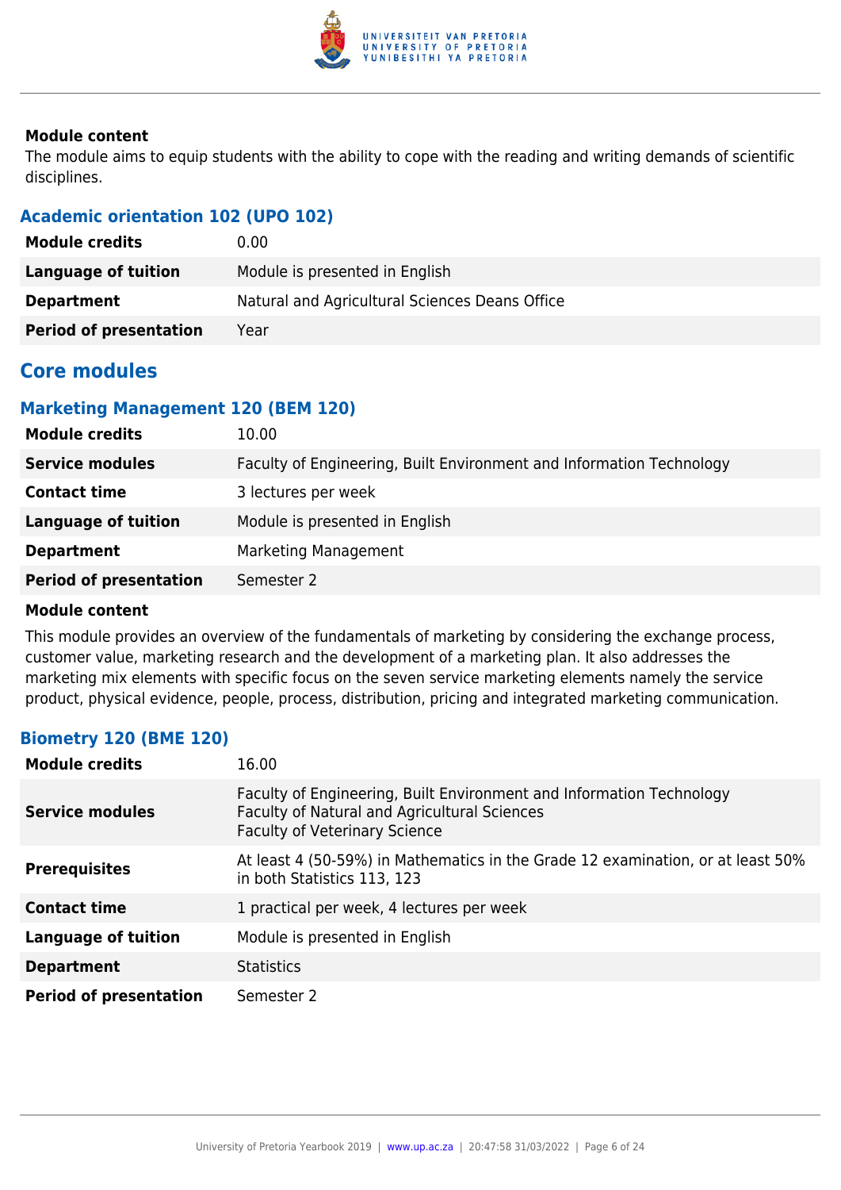**Module content**

The module aims to equip students with the ability to cope with the reading and writing demands of scientific disciplines.

### Academic orientation 102 (UPO 102)

| | |
|---|---|
| **Module credits** | 0.00 |
| **Language of tuition** | Module is presented in English |
| **Department** | Natural and Agricultural Sciences Deans Office |
| **Period of presentation** | Year |

## Core modules

### Marketing Management 120 (BEM 120)

| | |
|---|---|
| **Module credits** | 10.00 |
| **Service modules** | Faculty of Engineering, Built Environment and Information Technology |
| **Contact time** | 3 lectures per week |
| **Language of tuition** | Module is presented in English |
| **Department** | Marketing Management |
| **Period of presentation** | Semester 2 |

**Module content**

This module provides an overview of the fundamentals of marketing by considering the exchange process, customer value, marketing research and the development of a marketing plan. It also addresses the marketing mix elements with specific focus on the seven service marketing elements namely the service product, physical evidence, people, process, distribution, pricing and integrated marketing communication.

### Biometry 120 (BME 120)

| | |
|---|---|
| **Module credits** | 16.00 |
| **Service modules** | Faculty of Engineering, Built Environment and Information Technology<br>Faculty of Natural and Agricultural Sciences<br>Faculty of Veterinary Science |
| **Prerequisites** | At least 4 (50-59%) in Mathematics in the Grade 12 examination, or at least 50% in both Statistics 113, 123 |
| **Contact time** | 1 practical per week, 4 lectures per week |
| **Language of tuition** | Module is presented in English |
| **Department** | Statistics |
| **Period of presentation** | Semester 2 |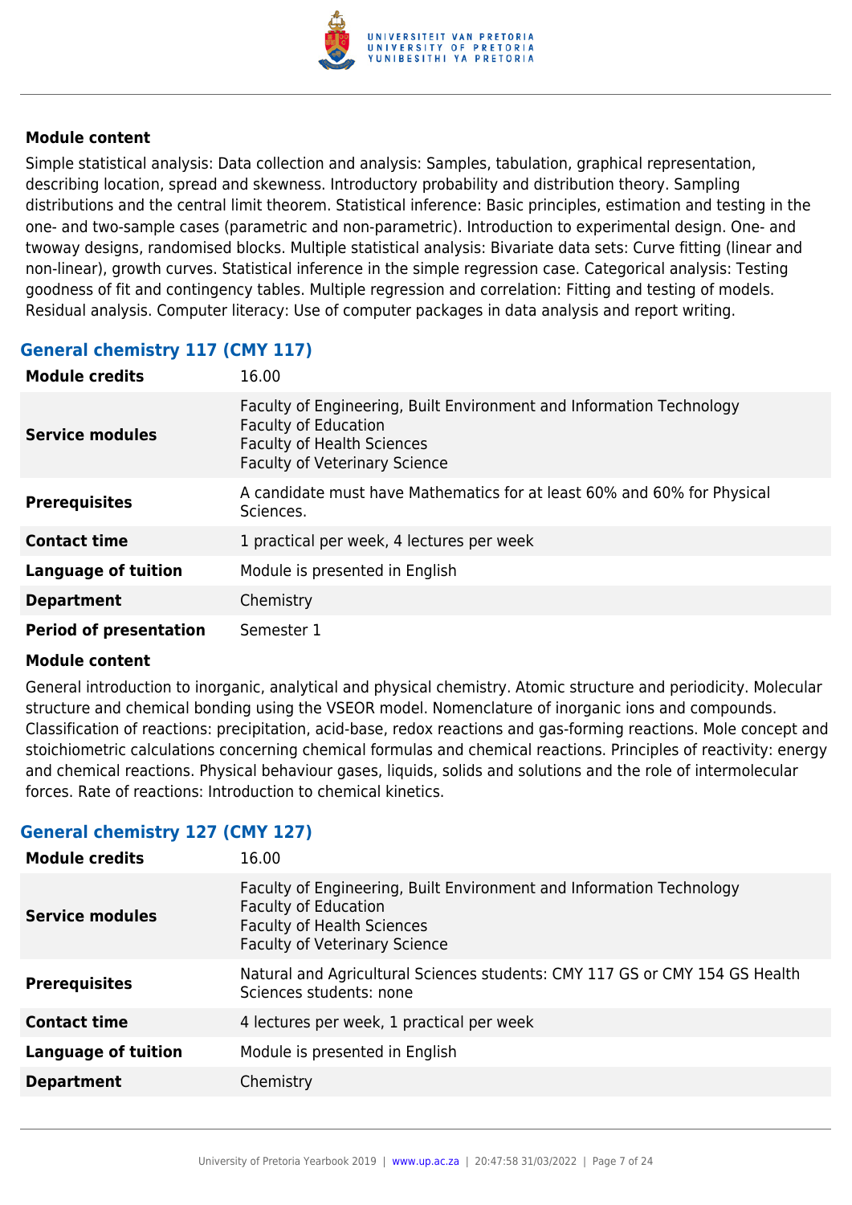**Module content**

Simple statistical analysis: Data collection and analysis: Samples, tabulation, graphical representation, describing location, spread and skewness. Introductory probability and distribution theory. Sampling distributions and the central limit theorem. Statistical inference: Basic principles, estimation and testing in the one- and two-sample cases (parametric and non-parametric). Introduction to experimental design. One- and twoway designs, randomised blocks. Multiple statistical analysis: Bivariate data sets: Curve fitting (linear and non-linear), growth curves. Statistical inference in the simple regression case. Categorical analysis: Testing goodness of fit and contingency tables. Multiple regression and correlation: Fitting and testing of models. Residual analysis. Computer literacy: Use of computer packages in data analysis and report writing.

## General chemistry 117 (CMY 117)

| | |
|---|---|
| **Module credits** | 16.00 |
| **Service modules** | Faculty of Engineering, Built Environment and Information Technology<br>Faculty of Education<br>Faculty of Health Sciences<br>Faculty of Veterinary Science |
| **Prerequisites** | A candidate must have Mathematics for at least 60% and 60% for Physical Sciences. |
| **Contact time** | 1 practical per week, 4 lectures per week |
| **Language of tuition** | Module is presented in English |
| **Department** | Chemistry |
| **Period of presentation** | Semester 1 |

**Module content**

General introduction to inorganic, analytical and physical chemistry. Atomic structure and periodicity. Molecular structure and chemical bonding using the VSEOR model. Nomenclature of inorganic ions and compounds. Classification of reactions: precipitation, acid-base, redox reactions and gas-forming reactions. Mole concept and stoichiometric calculations concerning chemical formulas and chemical reactions. Principles of reactivity: energy and chemical reactions. Physical behaviour gases, liquids, solids and solutions and the role of intermolecular forces. Rate of reactions: Introduction to chemical kinetics.

## General chemistry 127 (CMY 127)

| | |
|---|---|
| **Module credits** | 16.00 |
| **Service modules** | Faculty of Engineering, Built Environment and Information Technology<br>Faculty of Education<br>Faculty of Health Sciences<br>Faculty of Veterinary Science |
| **Prerequisites** | Natural and Agricultural Sciences students: CMY 117 GS or CMY 154 GS Health Sciences students: none |
| **Contact time** | 4 lectures per week, 1 practical per week |
| **Language of tuition** | Module is presented in English |
| **Department** | Chemistry |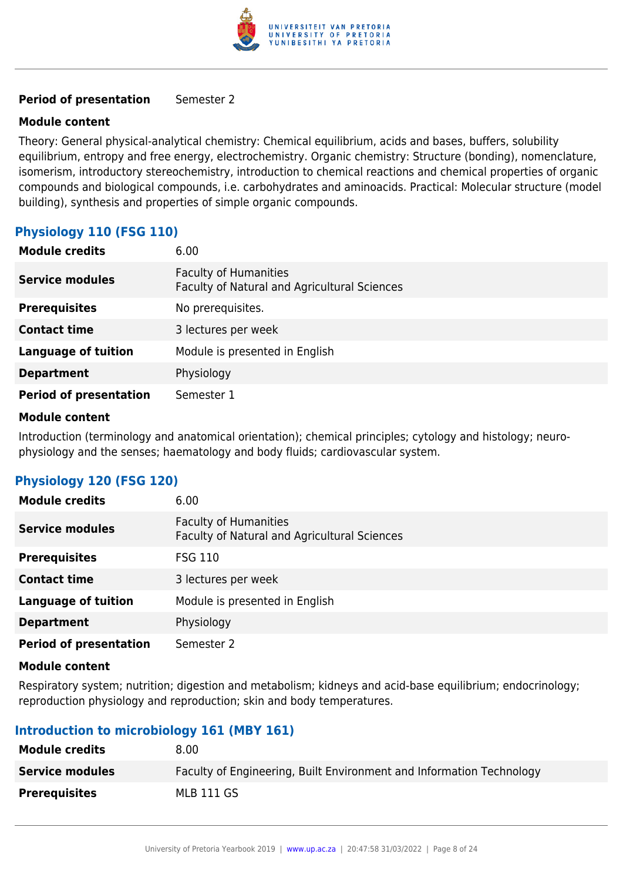| | |
|---|---|
| **Period of presentation** | Semester 2 |

**Module content**

Theory: General physical-analytical chemistry: Chemical equilibrium, acids and bases, buffers, solubility equilibrium, entropy and free energy, electrochemistry. Organic chemistry: Structure (bonding), nomenclature, isomerism, introductory stereochemistry, introduction to chemical reactions and chemical properties of organic compounds and biological compounds, i.e. carbohydrates and aminoacids. Practical: Molecular structure (model building), synthesis and properties of simple organic compounds.

### Physiology 110 (FSG 110)

| | |
|---|---|
| **Module credits** | 6.00 |
| **Service modules** | Faculty of Humanities<br>Faculty of Natural and Agricultural Sciences |
| **Prerequisites** | No prerequisites. |
| **Contact time** | 3 lectures per week |
| **Language of tuition** | Module is presented in English |
| **Department** | Physiology |
| **Period of presentation** | Semester 1 |

**Module content**

Introduction (terminology and anatomical orientation); chemical principles; cytology and histology; neuro-physiology and the senses; haematology and body fluids; cardiovascular system.

### Physiology 120 (FSG 120)

| | |
|---|---|
| **Module credits** | 6.00 |
| **Service modules** | Faculty of Humanities<br>Faculty of Natural and Agricultural Sciences |
| **Prerequisites** | FSG 110 |
| **Contact time** | 3 lectures per week |
| **Language of tuition** | Module is presented in English |
| **Department** | Physiology |
| **Period of presentation** | Semester 2 |

**Module content**

Respiratory system; nutrition; digestion and metabolism; kidneys and acid-base equilibrium; endocrinology; reproduction physiology and reproduction; skin and body temperatures.

### Introduction to microbiology 161 (MBY 161)

| | |
|---|---|
| **Module credits** | 8.00 |
| **Service modules** | Faculty of Engineering, Built Environment and Information Technology |
| **Prerequisites** | MLB 111 GS |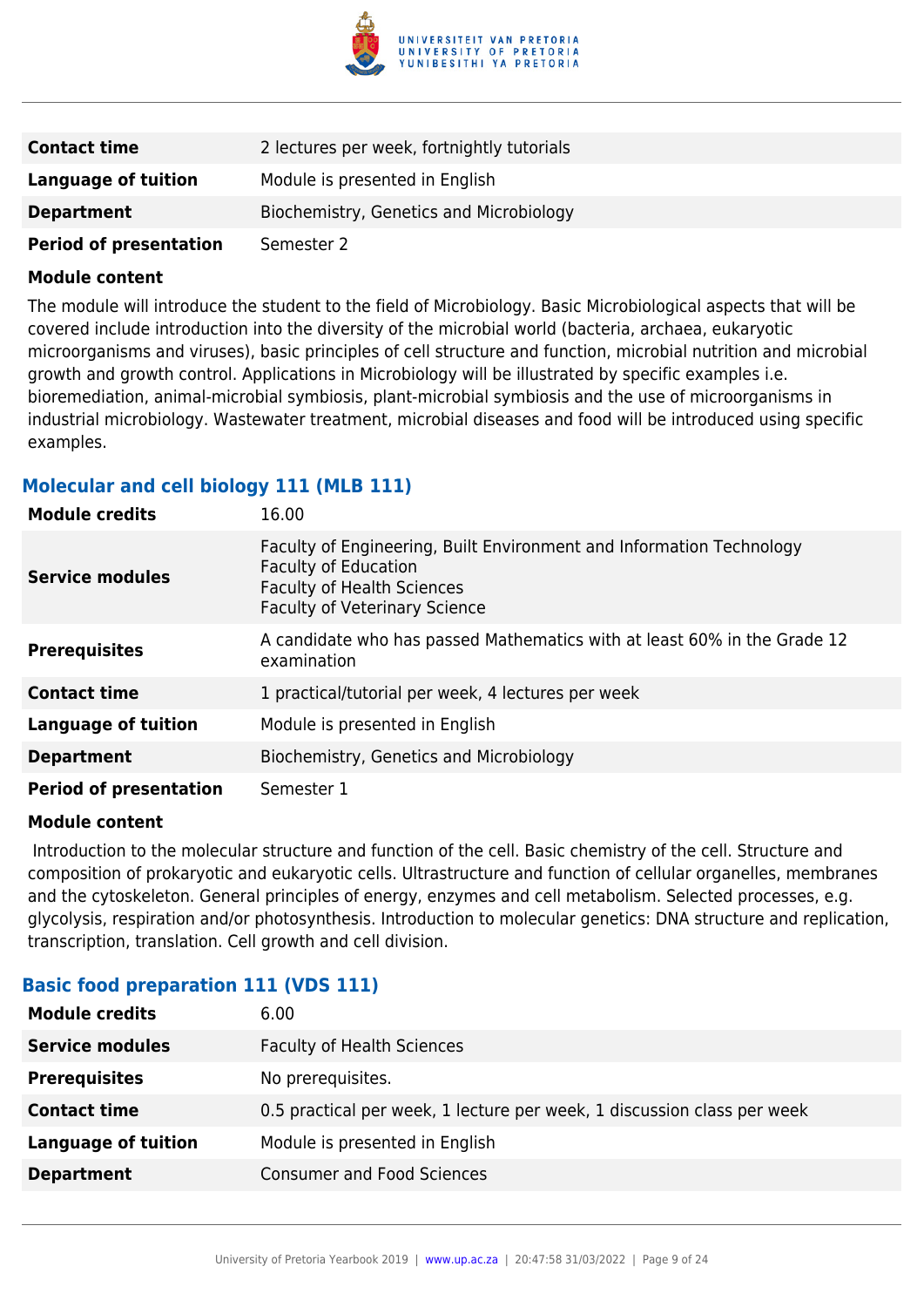| | |
|---|---|
| **Contact time** | 2 lectures per week, fortnightly tutorials |
| **Language of tuition** | Module is presented in English |
| **Department** | Biochemistry, Genetics and Microbiology |
| **Period of presentation** | Semester 2 |

**Module content**

The module will introduce the student to the field of Microbiology. Basic Microbiological aspects that will be covered include introduction into the diversity of the microbial world (bacteria, archaea, eukaryotic microorganisms and viruses), basic principles of cell structure and function, microbial nutrition and microbial growth and growth control. Applications in Microbiology will be illustrated by specific examples i.e. bioremediation, animal-microbial symbiosis, plant-microbial symbiosis and the use of microorganisms in industrial microbiology. Wastewater treatment, microbial diseases and food will be introduced using specific examples.

### Molecular and cell biology 111 (MLB 111)

| | |
|---|---|
| **Module credits** | 16.00 |
| **Service modules** | Faculty of Engineering, Built Environment and Information Technology<br>Faculty of Education<br>Faculty of Health Sciences<br>Faculty of Veterinary Science |
| **Prerequisites** | A candidate who has passed Mathematics with at least 60% in the Grade 12 examination |
| **Contact time** | 1 practical/tutorial per week, 4 lectures per week |
| **Language of tuition** | Module is presented in English |
| **Department** | Biochemistry, Genetics and Microbiology |
| **Period of presentation** | Semester 1 |

**Module content**

Introduction to the molecular structure and function of the cell. Basic chemistry of the cell. Structure and composition of prokaryotic and eukaryotic cells. Ultrastructure and function of cellular organelles, membranes and the cytoskeleton. General principles of energy, enzymes and cell metabolism. Selected processes, e.g. glycolysis, respiration and/or photosynthesis. Introduction to molecular genetics: DNA structure and replication, transcription, translation. Cell growth and cell division.

### Basic food preparation 111 (VDS 111)

| | |
|---|---|
| **Module credits** | 6.00 |
| **Service modules** | Faculty of Health Sciences |
| **Prerequisites** | No prerequisites. |
| **Contact time** | 0.5 practical per week, 1 lecture per week, 1 discussion class per week |
| **Language of tuition** | Module is presented in English |
| **Department** | Consumer and Food Sciences |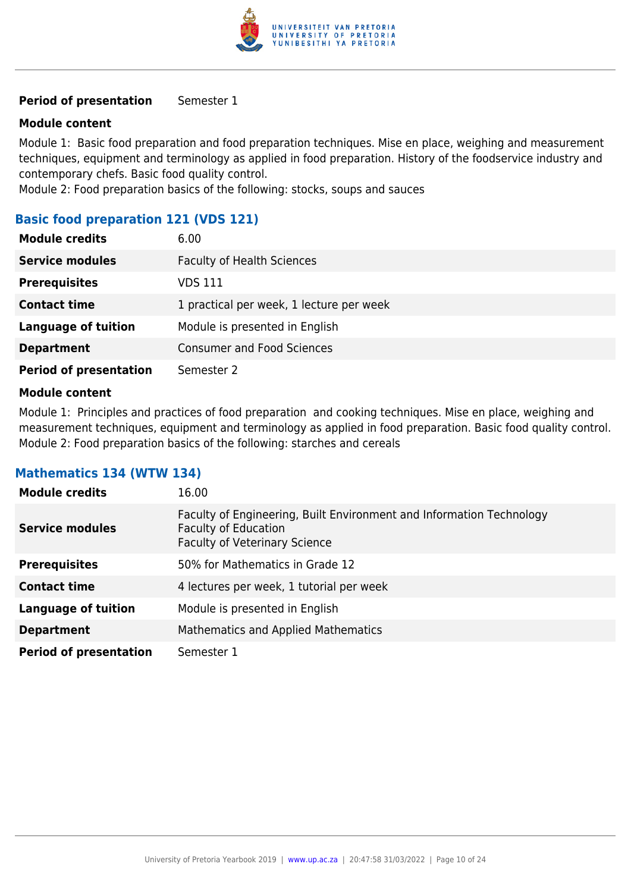| | |
|---|---|
| **Period of presentation** | Semester 1 |

**Module content**

Module 1: Basic food preparation and food preparation techniques. Mise en place, weighing and measurement techniques, equipment and terminology as applied in food preparation. History of the foodservice industry and contemporary chefs. Basic food quality control.
Module 2: Food preparation basics of the following: stocks, soups and sauces

### Basic food preparation 121 (VDS 121)

| | |
|---|---|
| **Module credits** | 6.00 |
| **Service modules** | Faculty of Health Sciences |
| **Prerequisites** | VDS 111 |
| **Contact time** | 1 practical per week, 1 lecture per week |
| **Language of tuition** | Module is presented in English |
| **Department** | Consumer and Food Sciences |
| **Period of presentation** | Semester 2 |

**Module content**

Module 1: Principles and practices of food preparation and cooking techniques. Mise en place, weighing and measurement techniques, equipment and terminology as applied in food preparation. Basic food quality control.
Module 2: Food preparation basics of the following: starches and cereals

### Mathematics 134 (WTW 134)

| | |
|---|---|
| **Module credits** | 16.00 |
| **Service modules** | Faculty of Engineering, Built Environment and Information Technology<br>Faculty of Education<br>Faculty of Veterinary Science |
| **Prerequisites** | 50% for Mathematics in Grade 12 |
| **Contact time** | 4 lectures per week, 1 tutorial per week |
| **Language of tuition** | Module is presented in English |
| **Department** | Mathematics and Applied Mathematics |
| **Period of presentation** | Semester 1 |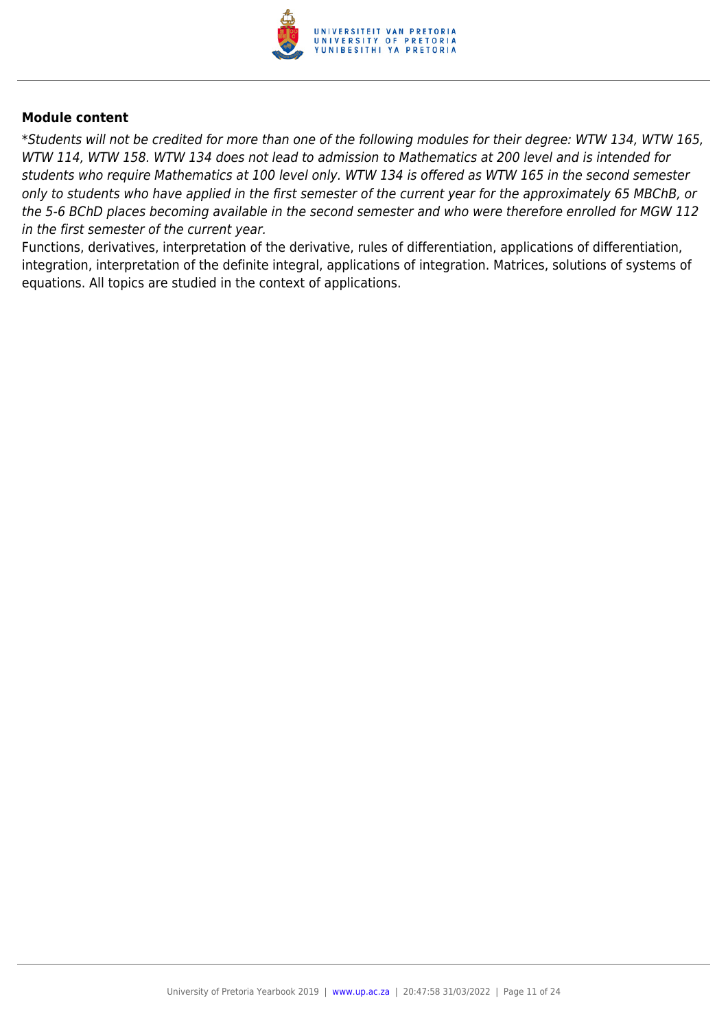**Module content**

*\*Students will not be credited for more than one of the following modules for their degree: WTW 134, WTW 165, WTW 114, WTW 158. WTW 134 does not lead to admission to Mathematics at 200 level and is intended for students who require Mathematics at 100 level only. WTW 134 is offered as WTW 165 in the second semester only to students who have applied in the first semester of the current year for the approximately 65 MBChB, or the 5-6 BChD places becoming available in the second semester and who were therefore enrolled for MGW 112 in the first semester of the current year.*

Functions, derivatives, interpretation of the derivative, rules of differentiation, applications of differentiation, integration, interpretation of the definite integral, applications of integration. Matrices, solutions of systems of equations. All topics are studied in the context of applications.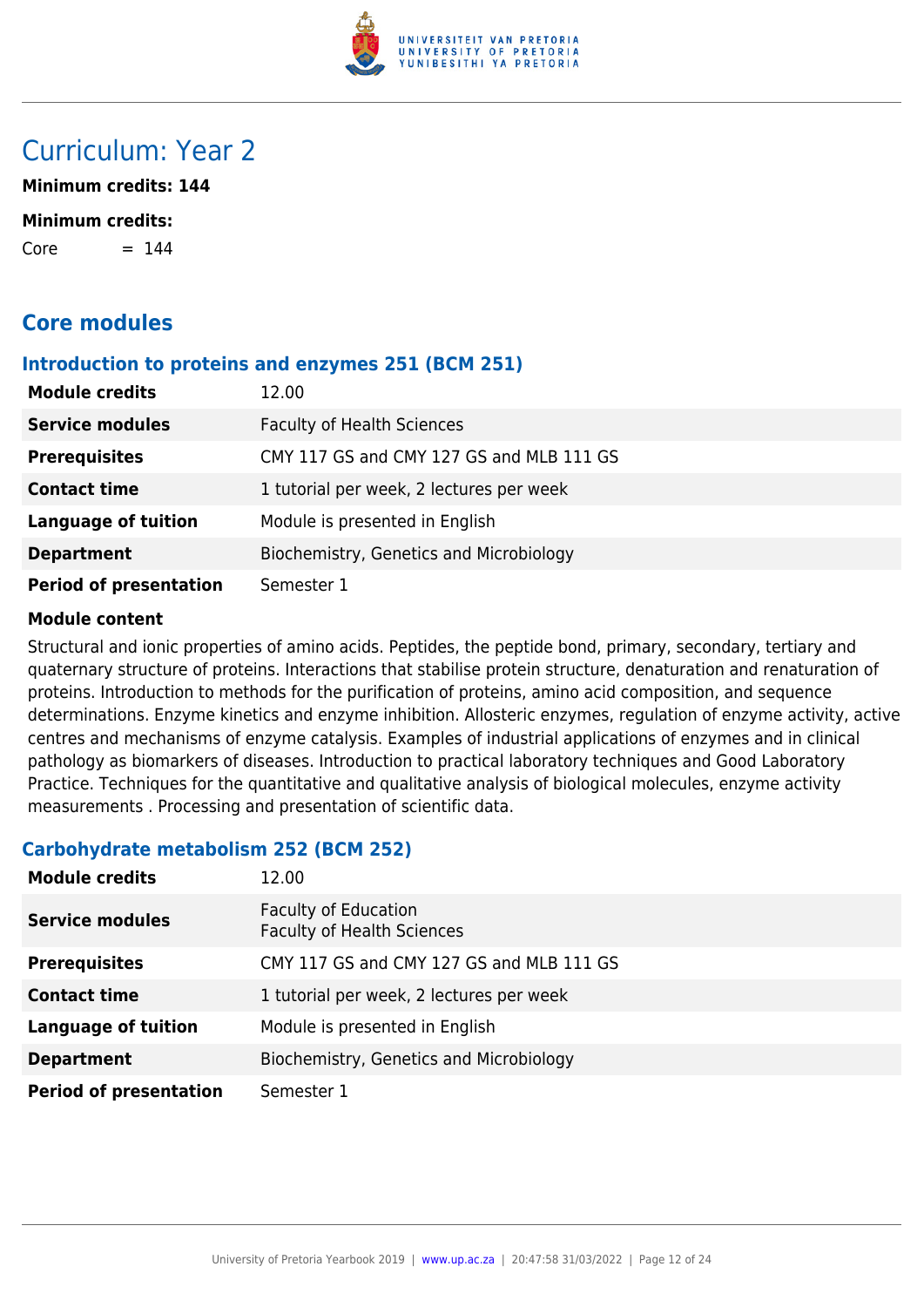# Curriculum: Year 2

**Minimum credits: 144**

**Minimum credits:**

Core = 144

## Core modules

### Introduction to proteins and enzymes 251 (BCM 251)

| | |
|---|---|
| **Module credits** | 12.00 |
| **Service modules** | Faculty of Health Sciences |
| **Prerequisites** | CMY 117 GS and CMY 127 GS and MLB 111 GS |
| **Contact time** | 1 tutorial per week, 2 lectures per week |
| **Language of tuition** | Module is presented in English |
| **Department** | Biochemistry, Genetics and Microbiology |
| **Period of presentation** | Semester 1 |

**Module content**

Structural and ionic properties of amino acids. Peptides, the peptide bond, primary, secondary, tertiary and quaternary structure of proteins. Interactions that stabilise protein structure, denaturation and renaturation of proteins. Introduction to methods for the purification of proteins, amino acid composition, and sequence determinations. Enzyme kinetics and enzyme inhibition. Allosteric enzymes, regulation of enzyme activity, active centres and mechanisms of enzyme catalysis. Examples of industrial applications of enzymes and in clinical pathology as biomarkers of diseases. Introduction to practical laboratory techniques and Good Laboratory Practice. Techniques for the quantitative and qualitative analysis of biological molecules, enzyme activity measurements . Processing and presentation of scientific data.

### Carbohydrate metabolism 252 (BCM 252)

| | |
|---|---|
| **Module credits** | 12.00 |
| **Service modules** | Faculty of Education<br>Faculty of Health Sciences |
| **Prerequisites** | CMY 117 GS and CMY 127 GS and MLB 111 GS |
| **Contact time** | 1 tutorial per week, 2 lectures per week |
| **Language of tuition** | Module is presented in English |
| **Department** | Biochemistry, Genetics and Microbiology |
| **Period of presentation** | Semester 1 |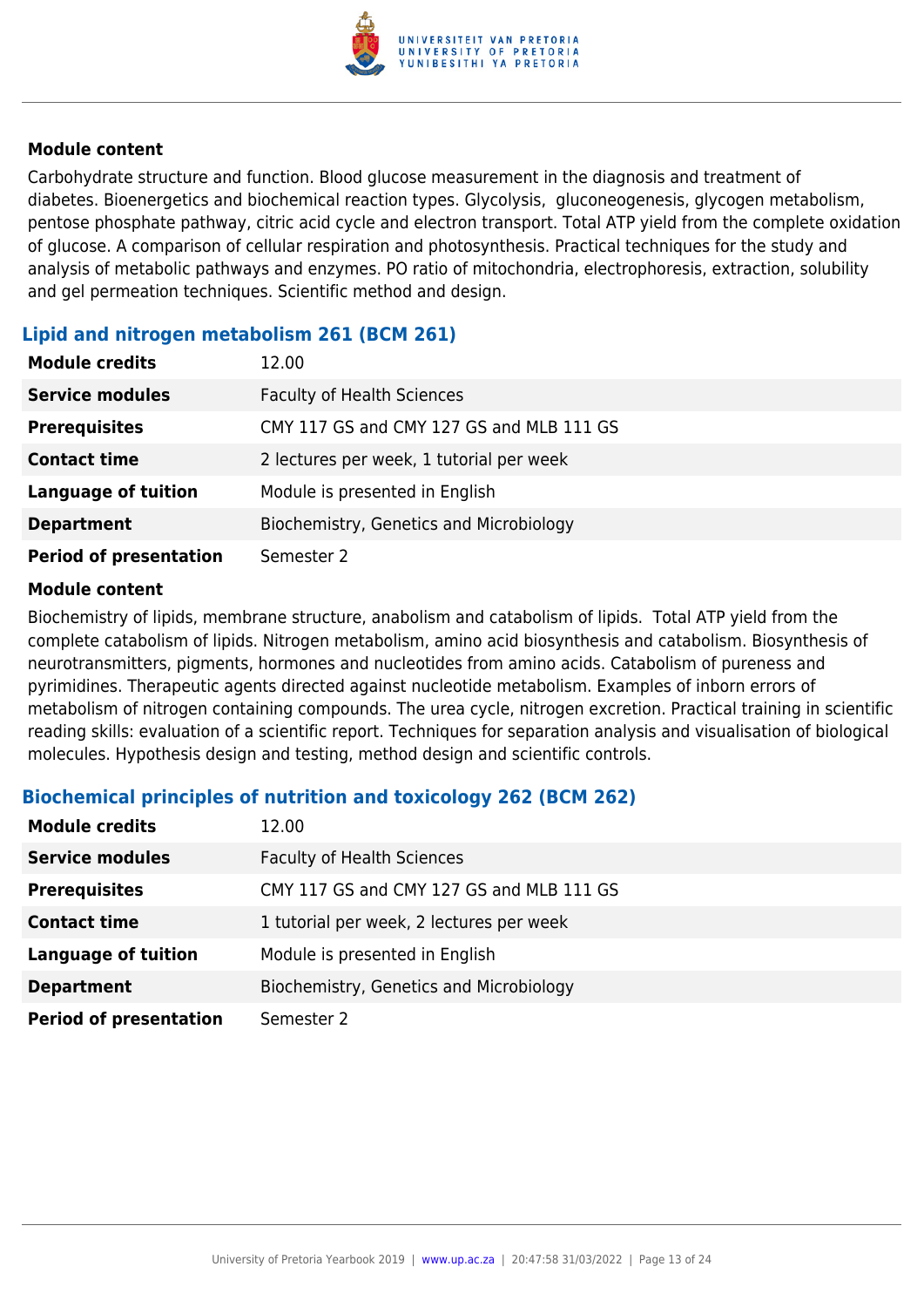**Module content**

Carbohydrate structure and function. Blood glucose measurement in the diagnosis and treatment of diabetes. Bioenergetics and biochemical reaction types. Glycolysis, gluconeogenesis, glycogen metabolism, pentose phosphate pathway, citric acid cycle and electron transport. Total ATP yield from the complete oxidation of glucose. A comparison of cellular respiration and photosynthesis. Practical techniques for the study and analysis of metabolic pathways and enzymes. PO ratio of mitochondria, electrophoresis, extraction, solubility and gel permeation techniques. Scientific method and design.

### Lipid and nitrogen metabolism 261 (BCM 261)

| | |
|---|---|
| **Module credits** | 12.00 |
| **Service modules** | Faculty of Health Sciences |
| **Prerequisites** | CMY 117 GS and CMY 127 GS and MLB 111 GS |
| **Contact time** | 2 lectures per week, 1 tutorial per week |
| **Language of tuition** | Module is presented in English |
| **Department** | Biochemistry, Genetics and Microbiology |
| **Period of presentation** | Semester 2 |

**Module content**

Biochemistry of lipids, membrane structure, anabolism and catabolism of lipids. Total ATP yield from the complete catabolism of lipids. Nitrogen metabolism, amino acid biosynthesis and catabolism. Biosynthesis of neurotransmitters, pigments, hormones and nucleotides from amino acids. Catabolism of pureness and pyrimidines. Therapeutic agents directed against nucleotide metabolism. Examples of inborn errors of metabolism of nitrogen containing compounds. The urea cycle, nitrogen excretion. Practical training in scientific reading skills: evaluation of a scientific report. Techniques for separation analysis and visualisation of biological molecules. Hypothesis design and testing, method design and scientific controls.

### Biochemical principles of nutrition and toxicology 262 (BCM 262)

| | |
|---|---|
| **Module credits** | 12.00 |
| **Service modules** | Faculty of Health Sciences |
| **Prerequisites** | CMY 117 GS and CMY 127 GS and MLB 111 GS |
| **Contact time** | 1 tutorial per week, 2 lectures per week |
| **Language of tuition** | Module is presented in English |
| **Department** | Biochemistry, Genetics and Microbiology |
| **Period of presentation** | Semester 2 |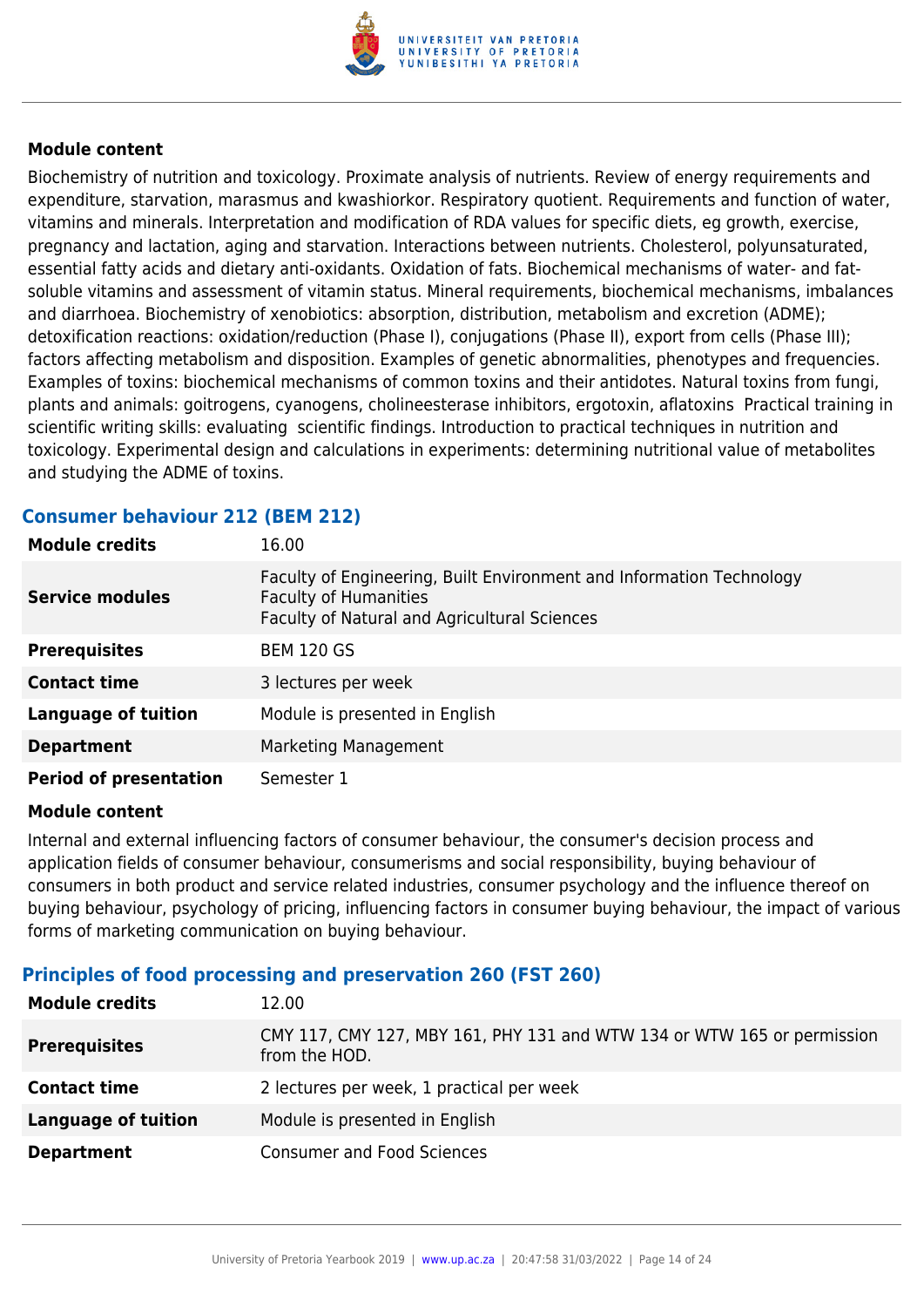#### Module content

Biochemistry of nutrition and toxicology. Proximate analysis of nutrients. Review of energy requirements and expenditure, starvation, marasmus and kwashiorkor. Respiratory quotient. Requirements and function of water, vitamins and minerals. Interpretation and modification of RDA values for specific diets, eg growth, exercise, pregnancy and lactation, aging and starvation. Interactions between nutrients. Cholesterol, polyunsaturated, essential fatty acids and dietary anti-oxidants. Oxidation of fats. Biochemical mechanisms of water- and fat-soluble vitamins and assessment of vitamin status. Mineral requirements, biochemical mechanisms, imbalances and diarrhoea. Biochemistry of xenobiotics: absorption, distribution, metabolism and excretion (ADME); detoxification reactions: oxidation/reduction (Phase I), conjugations (Phase II), export from cells (Phase III); factors affecting metabolism and disposition. Examples of genetic abnormalities, phenotypes and frequencies. Examples of toxins: biochemical mechanisms of common toxins and their antidotes. Natural toxins from fungi, plants and animals: goitrogens, cyanogens, cholineesterase inhibitors, ergotoxin, aflatoxins Practical training in scientific writing skills: evaluating scientific findings. Introduction to practical techniques in nutrition and toxicology. Experimental design and calculations in experiments: determining nutritional value of metabolites and studying the ADME of toxins.

### Consumer behaviour 212 (BEM 212)

| | |
|---|---|
| **Module credits** | 16.00 |
| **Service modules** | Faculty of Engineering, Built Environment and Information Technology<br>Faculty of Humanities<br>Faculty of Natural and Agricultural Sciences |
| **Prerequisites** | BEM 120 GS |
| **Contact time** | 3 lectures per week |
| **Language of tuition** | Module is presented in English |
| **Department** | Marketing Management |
| **Period of presentation** | Semester 1 |

#### Module content

Internal and external influencing factors of consumer behaviour, the consumer's decision process and application fields of consumer behaviour, consumerisms and social responsibility, buying behaviour of consumers in both product and service related industries, consumer psychology and the influence thereof on buying behaviour, psychology of pricing, influencing factors in consumer buying behaviour, the impact of various forms of marketing communication on buying behaviour.

### Principles of food processing and preservation 260 (FST 260)

| | |
|---|---|
| **Module credits** | 12.00 |
| **Prerequisites** | CMY 117, CMY 127, MBY 161, PHY 131 and WTW 134 or WTW 165 or permission from the HOD. |
| **Contact time** | 2 lectures per week, 1 practical per week |
| **Language of tuition** | Module is presented in English |
| **Department** | Consumer and Food Sciences |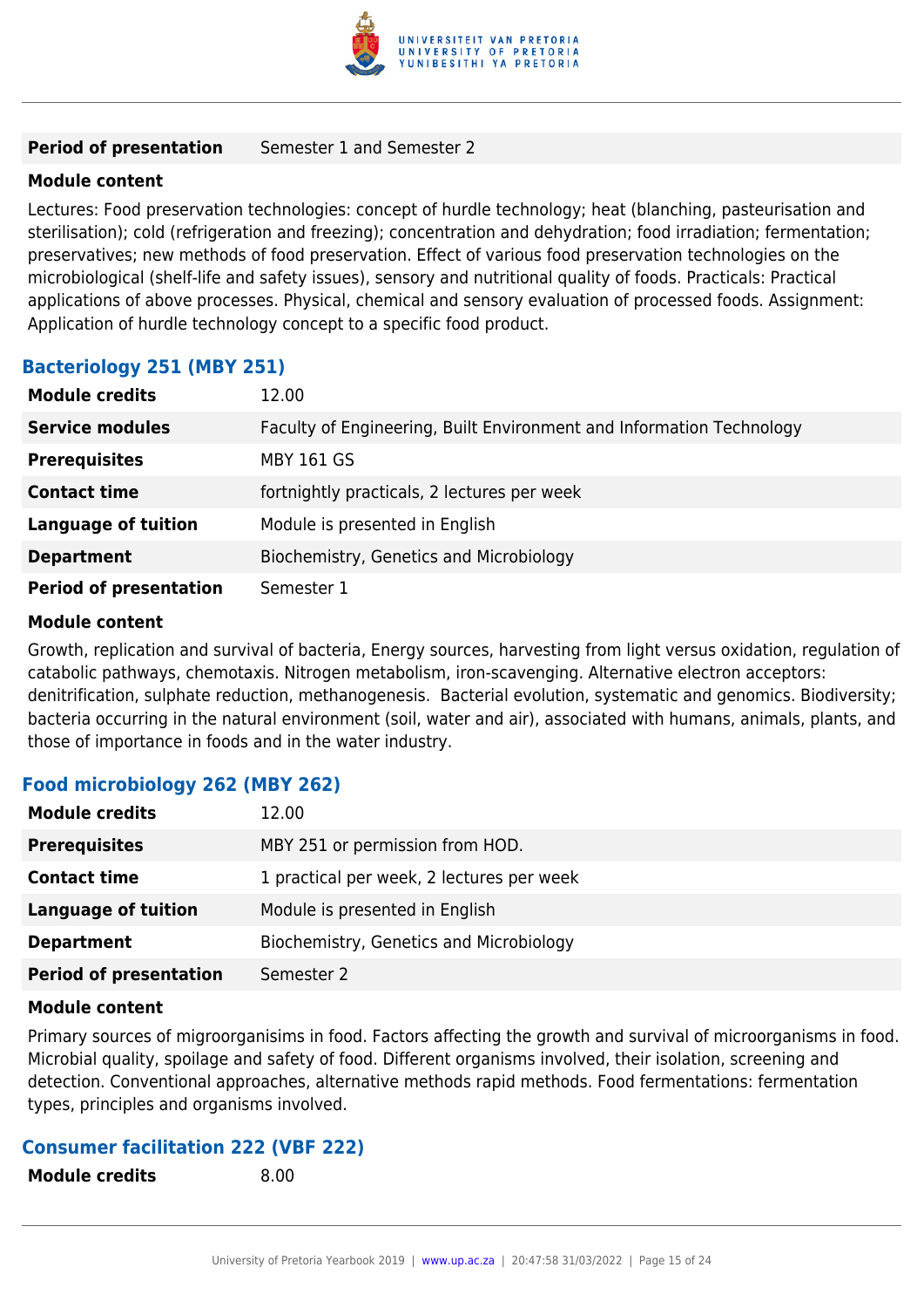| | |
|---|---|
| **Period of presentation** | Semester 1 and Semester 2 |

**Module content**

Lectures: Food preservation technologies: concept of hurdle technology; heat (blanching, pasteurisation and sterilisation); cold (refrigeration and freezing); concentration and dehydration; food irradiation; fermentation; preservatives; new methods of food preservation. Effect of various food preservation technologies on the microbiological (shelf-life and safety issues), sensory and nutritional quality of foods. Practicals: Practical applications of above processes. Physical, chemical and sensory evaluation of processed foods. Assignment: Application of hurdle technology concept to a specific food product.

### Bacteriology 251 (MBY 251)

| | |
|---|---|
| **Module credits** | 12.00 |
| **Service modules** | Faculty of Engineering, Built Environment and Information Technology |
| **Prerequisites** | MBY 161 GS |
| **Contact time** | fortnightly practicals, 2 lectures per week |
| **Language of tuition** | Module is presented in English |
| **Department** | Biochemistry, Genetics and Microbiology |
| **Period of presentation** | Semester 1 |

**Module content**

Growth, replication and survival of bacteria, Energy sources, harvesting from light versus oxidation, regulation of catabolic pathways, chemotaxis. Nitrogen metabolism, iron-scavenging. Alternative electron acceptors: denitrification, sulphate reduction, methanogenesis. Bacterial evolution, systematic and genomics. Biodiversity; bacteria occurring in the natural environment (soil, water and air), associated with humans, animals, plants, and those of importance in foods and in the water industry.

### Food microbiology 262 (MBY 262)

| | |
|---|---|
| **Module credits** | 12.00 |
| **Prerequisites** | MBY 251 or permission from HOD. |
| **Contact time** | 1 practical per week, 2 lectures per week |
| **Language of tuition** | Module is presented in English |
| **Department** | Biochemistry, Genetics and Microbiology |
| **Period of presentation** | Semester 2 |

**Module content**

Primary sources of migroorganisims in food. Factors affecting the growth and survival of microorganisms in food. Microbial quality, spoilage and safety of food. Different organisms involved, their isolation, screening and detection. Conventional approaches, alternative methods rapid methods. Food fermentations: fermentation types, principles and organisms involved.

### Consumer facilitation 222 (VBF 222)

| | |
|---|---|
| **Module credits** | 8.00 |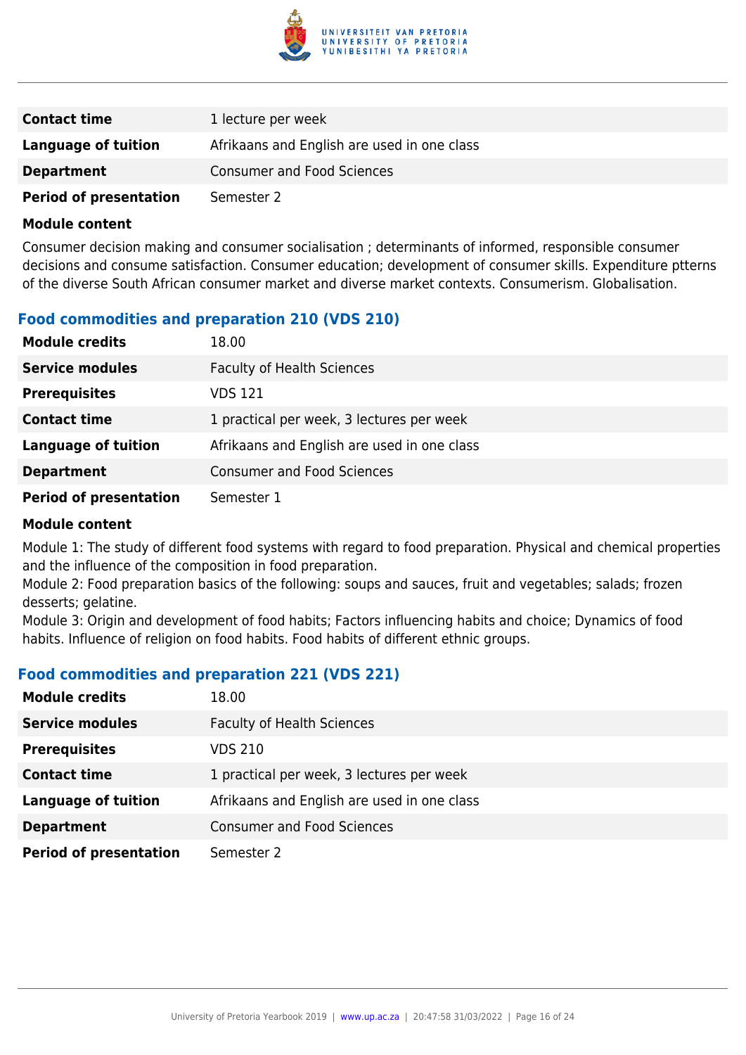| | |
|---|---|
| **Contact time** | 1 lecture per week |
| **Language of tuition** | Afrikaans and English are used in one class |
| **Department** | Consumer and Food Sciences |
| **Period of presentation** | Semester 2 |

**Module content**

Consumer decision making and consumer socialisation ; determinants of informed, responsible consumer decisions and consume satisfaction. Consumer education; development of consumer skills. Expenditure ptterns of the diverse South African consumer market and diverse market contexts. Consumerism. Globalisation.

### Food commodities and preparation 210 (VDS 210)

| | |
|---|---|
| **Module credits** | 18.00 |
| **Service modules** | Faculty of Health Sciences |
| **Prerequisites** | VDS 121 |
| **Contact time** | 1 practical per week, 3 lectures per week |
| **Language of tuition** | Afrikaans and English are used in one class |
| **Department** | Consumer and Food Sciences |
| **Period of presentation** | Semester 1 |

**Module content**

Module 1: The study of different food systems with regard to food preparation. Physical and chemical properties and the influence of the composition in food preparation.
Module 2: Food preparation basics of the following: soups and sauces, fruit and vegetables; salads; frozen desserts; gelatine.
Module 3: Origin and development of food habits; Factors influencing habits and choice; Dynamics of food habits. Influence of religion on food habits. Food habits of different ethnic groups.

### Food commodities and preparation 221 (VDS 221)

| | |
|---|---|
| **Module credits** | 18.00 |
| **Service modules** | Faculty of Health Sciences |
| **Prerequisites** | VDS 210 |
| **Contact time** | 1 practical per week, 3 lectures per week |
| **Language of tuition** | Afrikaans and English are used in one class |
| **Department** | Consumer and Food Sciences |
| **Period of presentation** | Semester 2 |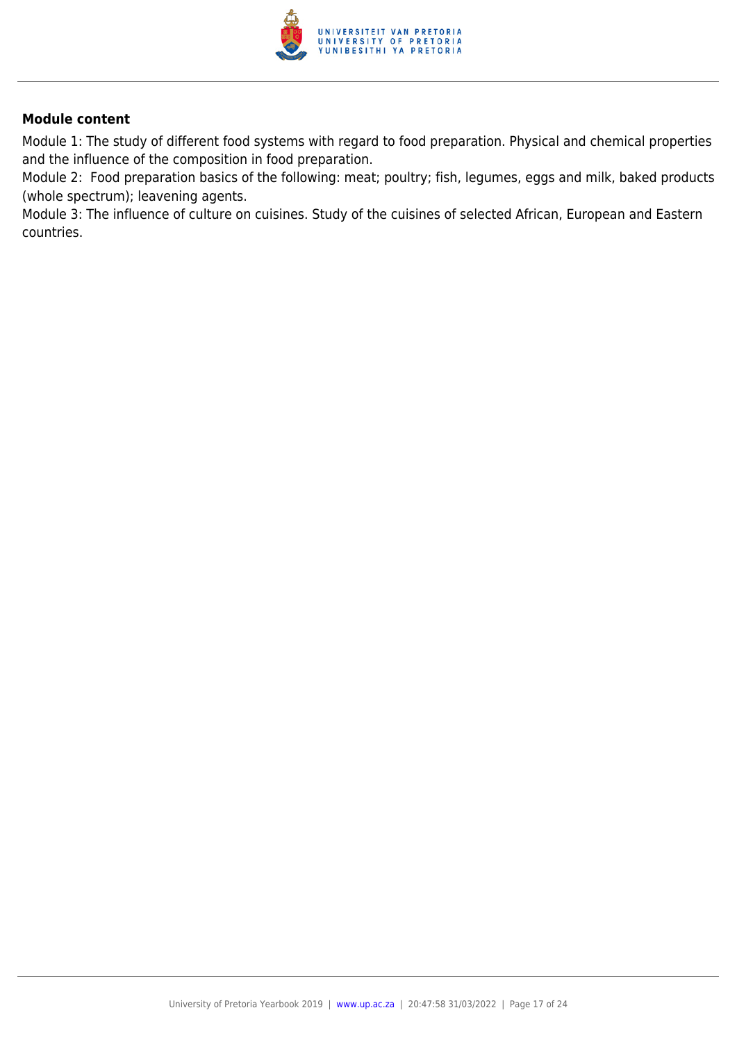**Module content**

Module 1: The study of different food systems with regard to food preparation. Physical and chemical properties and the influence of the composition in food preparation.
Module 2: Food preparation basics of the following: meat; poultry; fish, legumes, eggs and milk, baked products (whole spectrum); leavening agents.
Module 3: The influence of culture on cuisines. Study of the cuisines of selected African, European and Eastern countries.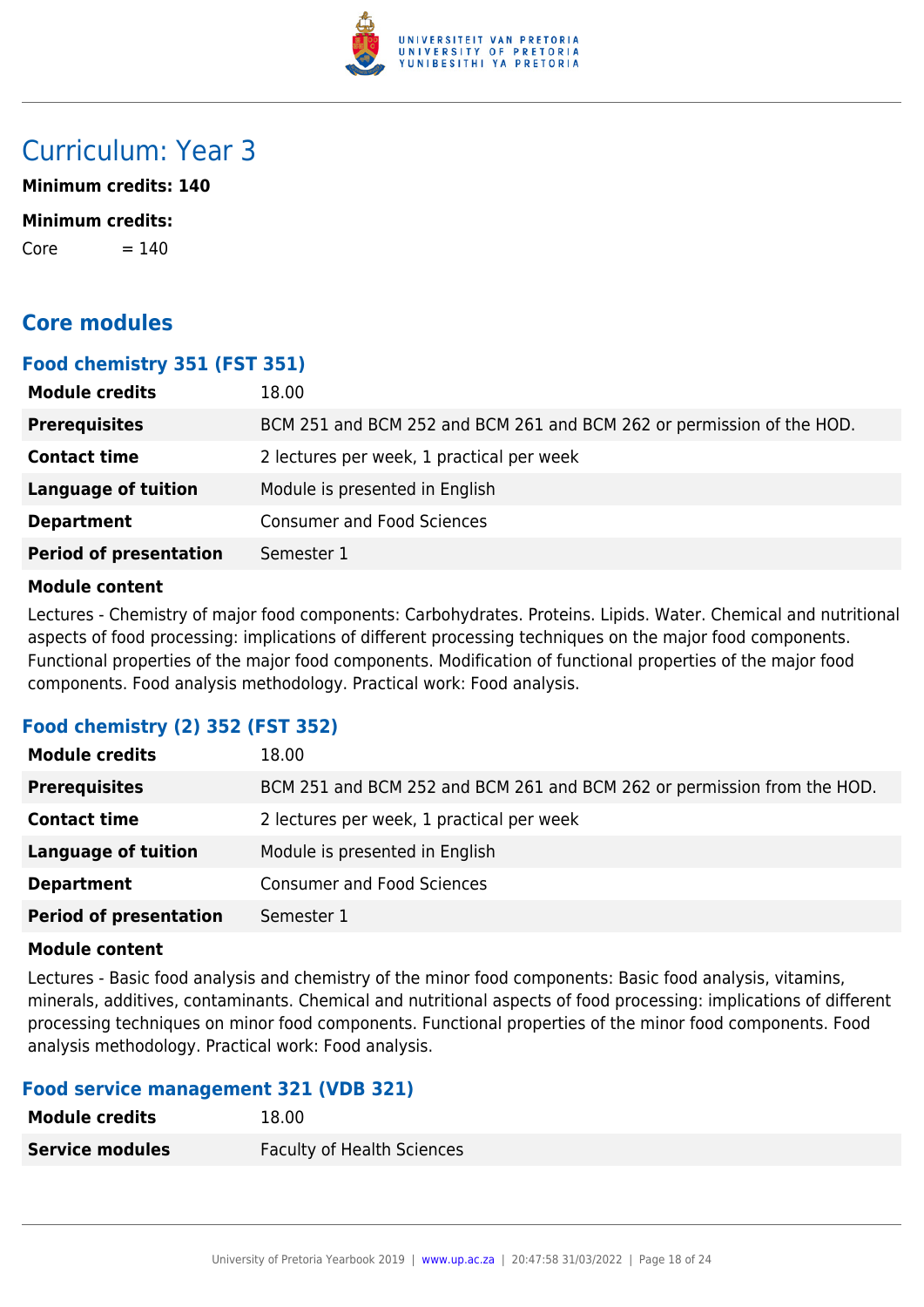# Curriculum: Year 3

**Minimum credits: 140**

**Minimum credits:**

Core = 140

## Core modules

### Food chemistry 351 (FST 351)

| | |
|---|---|
| **Module credits** | 18.00 |
| **Prerequisites** | BCM 251 and BCM 252 and BCM 261 and BCM 262 or permission of the HOD. |
| **Contact time** | 2 lectures per week, 1 practical per week |
| **Language of tuition** | Module is presented in English |
| **Department** | Consumer and Food Sciences |
| **Period of presentation** | Semester 1 |

**Module content**

Lectures - Chemistry of major food components: Carbohydrates. Proteins. Lipids. Water. Chemical and nutritional aspects of food processing: implications of different processing techniques on the major food components. Functional properties of the major food components. Modification of functional properties of the major food components. Food analysis methodology. Practical work: Food analysis.

### Food chemistry (2) 352 (FST 352)

| | |
|---|---|
| **Module credits** | 18.00 |
| **Prerequisites** | BCM 251 and BCM 252 and BCM 261 and BCM 262 or permission from the HOD. |
| **Contact time** | 2 lectures per week, 1 practical per week |
| **Language of tuition** | Module is presented in English |
| **Department** | Consumer and Food Sciences |
| **Period of presentation** | Semester 1 |

**Module content**

Lectures - Basic food analysis and chemistry of the minor food components: Basic food analysis, vitamins, minerals, additives, contaminants. Chemical and nutritional aspects of food processing: implications of different processing techniques on minor food components. Functional properties of the minor food components. Food analysis methodology. Practical work: Food analysis.

### Food service management 321 (VDB 321)

| | |
|---|---|
| **Module credits** | 18.00 |
| **Service modules** | Faculty of Health Sciences |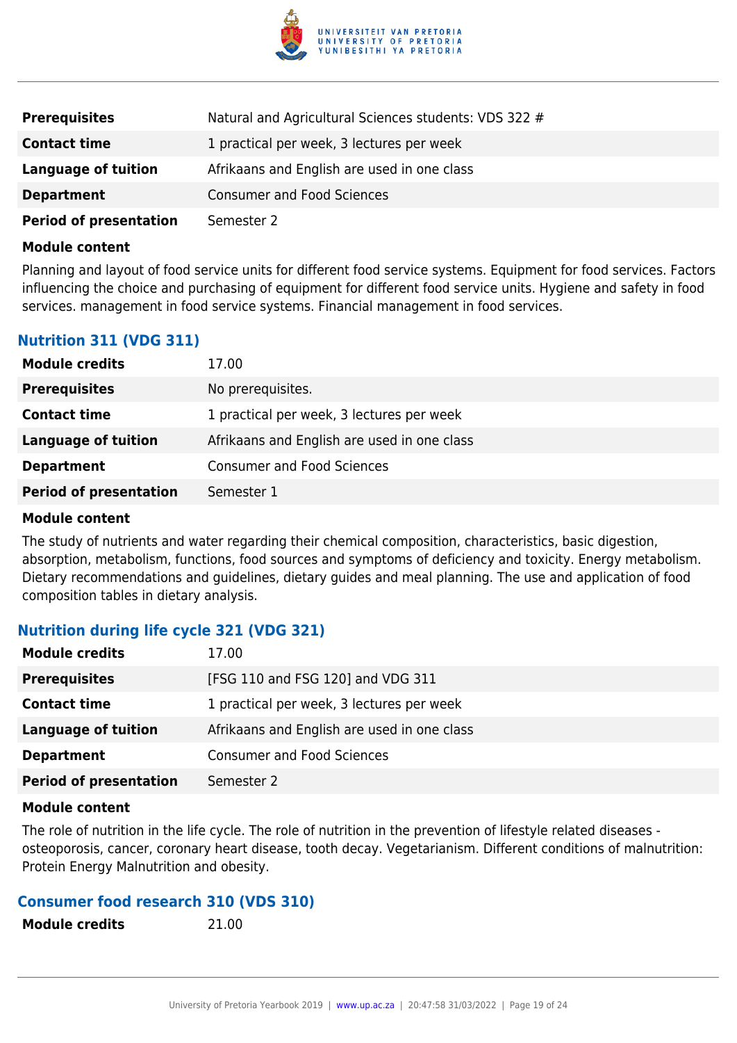| | |
|---|---|
| **Prerequisites** | Natural and Agricultural Sciences students: VDS 322 # |
| **Contact time** | 1 practical per week, 3 lectures per week |
| **Language of tuition** | Afrikaans and English are used in one class |
| **Department** | Consumer and Food Sciences |
| **Period of presentation** | Semester 2 |

**Module content**

Planning and layout of food service units for different food service systems. Equipment for food services. Factors influencing the choice and purchasing of equipment for different food service units. Hygiene and safety in food services. management in food service systems. Financial management in food services.

### Nutrition 311 (VDG 311)

| | |
|---|---|
| **Module credits** | 17.00 |
| **Prerequisites** | No prerequisites. |
| **Contact time** | 1 practical per week, 3 lectures per week |
| **Language of tuition** | Afrikaans and English are used in one class |
| **Department** | Consumer and Food Sciences |
| **Period of presentation** | Semester 1 |

**Module content**

The study of nutrients and water regarding their chemical composition, characteristics, basic digestion, absorption, metabolism, functions, food sources and symptoms of deficiency and toxicity. Energy metabolism. Dietary recommendations and guidelines, dietary guides and meal planning. The use and application of food composition tables in dietary analysis.

### Nutrition during life cycle 321 (VDG 321)

| | |
|---|---|
| **Module credits** | 17.00 |
| **Prerequisites** | [FSG 110 and FSG 120] and VDG 311 |
| **Contact time** | 1 practical per week, 3 lectures per week |
| **Language of tuition** | Afrikaans and English are used in one class |
| **Department** | Consumer and Food Sciences |
| **Period of presentation** | Semester 2 |

**Module content**

The role of nutrition in the life cycle. The role of nutrition in the prevention of lifestyle related diseases - osteoporosis, cancer, coronary heart disease, tooth decay. Vegetarianism. Different conditions of malnutrition: Protein Energy Malnutrition and obesity.

### Consumer food research 310 (VDS 310)

| | |
|---|---|
| **Module credits** | 21.00 |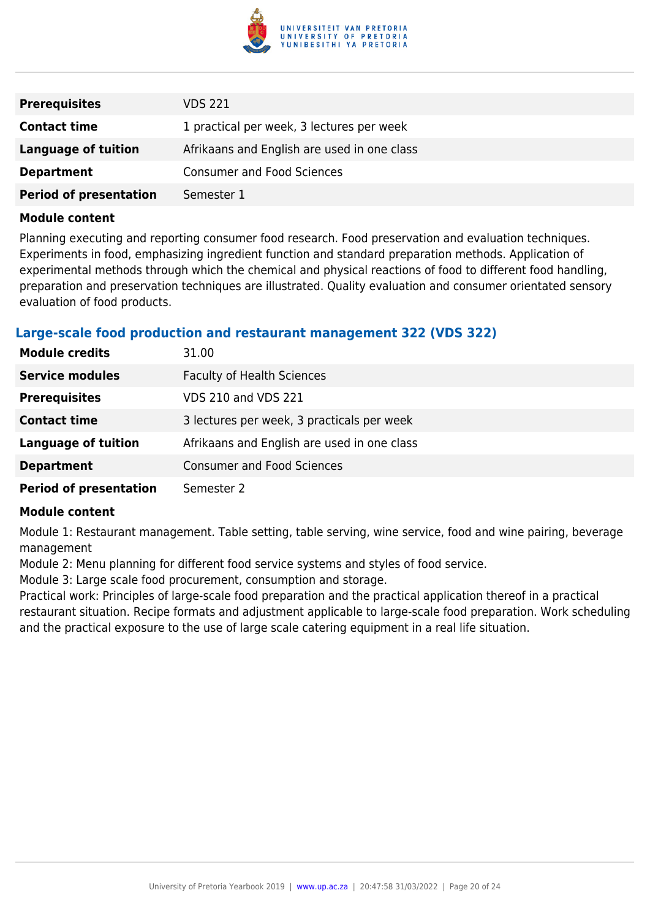| | |
|---|---|
| **Prerequisites** | VDS 221 |
| **Contact time** | 1 practical per week, 3 lectures per week |
| **Language of tuition** | Afrikaans and English are used in one class |
| **Department** | Consumer and Food Sciences |
| **Period of presentation** | Semester 1 |

**Module content**

Planning executing and reporting consumer food research. Food preservation and evaluation techniques. Experiments in food, emphasizing ingredient function and standard preparation methods. Application of experimental methods through which the chemical and physical reactions of food to different food handling, preparation and preservation techniques are illustrated. Quality evaluation and consumer orientated sensory evaluation of food products.

### Large-scale food production and restaurant management 322 (VDS 322)

| | |
|---|---|
| **Module credits** | 31.00 |
| **Service modules** | Faculty of Health Sciences |
| **Prerequisites** | VDS 210 and VDS 221 |
| **Contact time** | 3 lectures per week, 3 practicals per week |
| **Language of tuition** | Afrikaans and English are used in one class |
| **Department** | Consumer and Food Sciences |
| **Period of presentation** | Semester 2 |

**Module content**

Module 1: Restaurant management. Table setting, table serving, wine service, food and wine pairing, beverage management

Module 2: Menu planning for different food service systems and styles of food service.

Module 3: Large scale food procurement, consumption and storage.

Practical work: Principles of large-scale food preparation and the practical application thereof in a practical restaurant situation. Recipe formats and adjustment applicable to large-scale food preparation. Work scheduling and the practical exposure to the use of large scale catering equipment in a real life situation.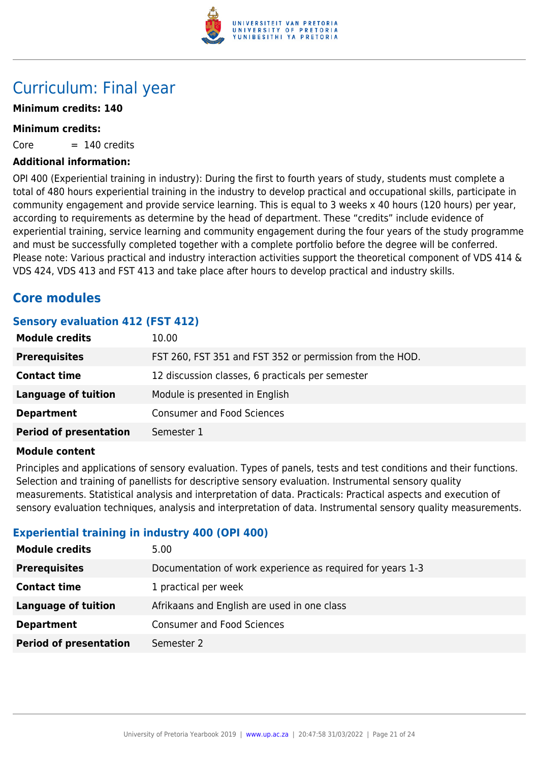# Curriculum: Final year

**Minimum credits: 140**

**Minimum credits:**

Core = 140 credits

**Additional information:**

OPI 400 (Experiential training in industry): During the first to fourth years of study, students must complete a total of 480 hours experiential training in the industry to develop practical and occupational skills, participate in community engagement and provide service learning. This is equal to 3 weeks x 40 hours (120 hours) per year, according to requirements as determine by the head of department. These "credits" include evidence of experiential training, service learning and community engagement during the four years of the study programme and must be successfully completed together with a complete portfolio before the degree will be conferred. Please note: Various practical and industry interaction activities support the theoretical component of VDS 414 & VDS 424, VDS 413 and FST 413 and take place after hours to develop practical and industry skills.

## Core modules

### Sensory evaluation 412 (FST 412)

| | |
|---|---|
| **Module credits** | 10.00 |
| **Prerequisites** | FST 260, FST 351 and FST 352 or permission from the HOD. |
| **Contact time** | 12 discussion classes, 6 practicals per semester |
| **Language of tuition** | Module is presented in English |
| **Department** | Consumer and Food Sciences |
| **Period of presentation** | Semester 1 |

**Module content**

Principles and applications of sensory evaluation. Types of panels, tests and test conditions and their functions. Selection and training of panellists for descriptive sensory evaluation. Instrumental sensory quality measurements. Statistical analysis and interpretation of data. Practicals: Practical aspects and execution of sensory evaluation techniques, analysis and interpretation of data. Instrumental sensory quality measurements.

### Experiential training in industry 400 (OPI 400)

| | |
|---|---|
| **Module credits** | 5.00 |
| **Prerequisites** | Documentation of work experience as required for years 1-3 |
| **Contact time** | 1 practical per week |
| **Language of tuition** | Afrikaans and English are used in one class |
| **Department** | Consumer and Food Sciences |
| **Period of presentation** | Semester 2 |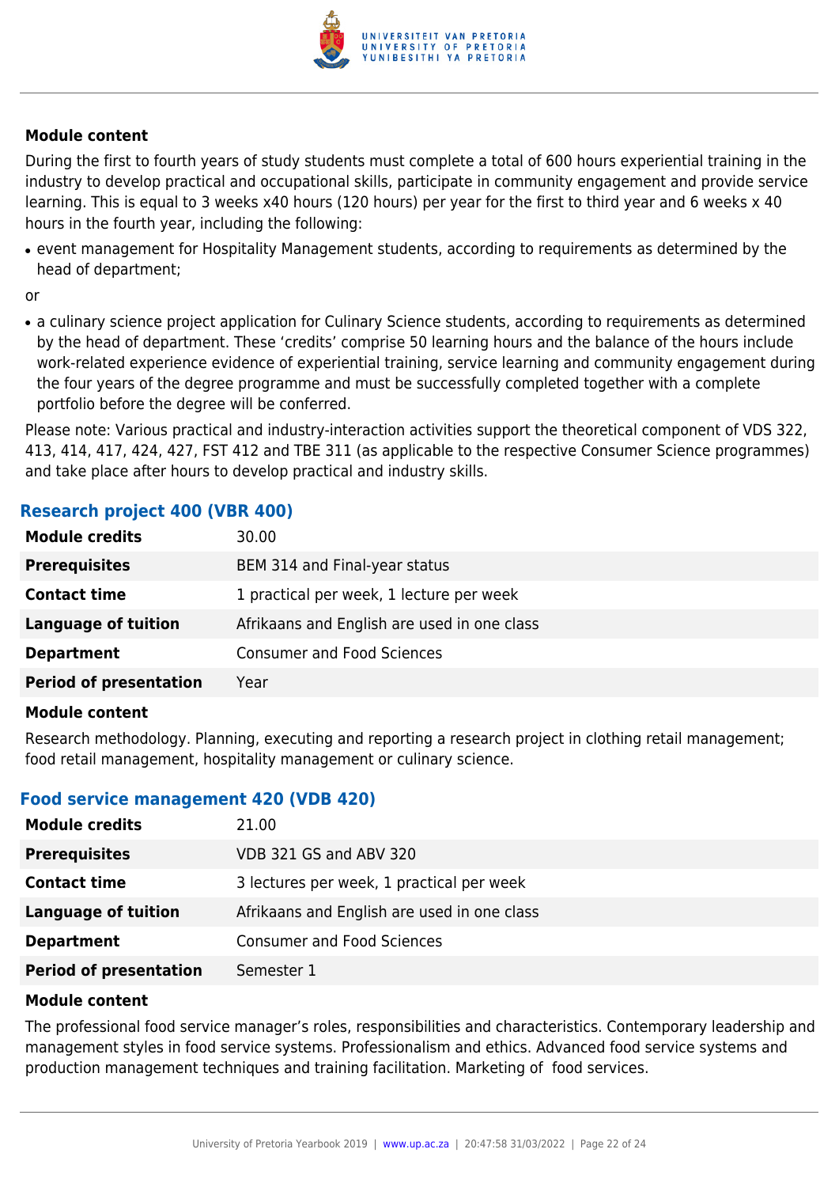**Module content**

During the first to fourth years of study students must complete a total of 600 hours experiential training in the industry to develop practical and occupational skills, participate in community engagement and provide service learning. This is equal to 3 weeks x40 hours (120 hours) per year for the first to third year and 6 weeks x 40 hours in the fourth year, including the following:

- event management for Hospitality Management students, according to requirements as determined by the head of department;

or

- a culinary science project application for Culinary Science students, according to requirements as determined by the head of department. These 'credits' comprise 50 learning hours and the balance of the hours include work-related experience evidence of experiential training, service learning and community engagement during the four years of the degree programme and must be successfully completed together with a complete portfolio before the degree will be conferred.

Please note: Various practical and industry-interaction activities support the theoretical component of VDS 322, 413, 414, 417, 424, 427, FST 412 and TBE 311 (as applicable to the respective Consumer Science programmes) and take place after hours to develop practical and industry skills.

## Research project 400 (VBR 400)

| | |
|---|---|
| **Module credits** | 30.00 |
| **Prerequisites** | BEM 314 and Final-year status |
| **Contact time** | 1 practical per week, 1 lecture per week |
| **Language of tuition** | Afrikaans and English are used in one class |
| **Department** | Consumer and Food Sciences |
| **Period of presentation** | Year |

**Module content**

Research methodology. Planning, executing and reporting a research project in clothing retail management; food retail management, hospitality management or culinary science.

## Food service management 420 (VDB 420)

| | |
|---|---|
| **Module credits** | 21.00 |
| **Prerequisites** | VDB 321 GS and ABV 320 |
| **Contact time** | 3 lectures per week, 1 practical per week |
| **Language of tuition** | Afrikaans and English are used in one class |
| **Department** | Consumer and Food Sciences |
| **Period of presentation** | Semester 1 |

**Module content**

The professional food service manager's roles, responsibilities and characteristics. Contemporary leadership and management styles in food service systems. Professionalism and ethics. Advanced food service systems and production management techniques and training facilitation. Marketing of food services.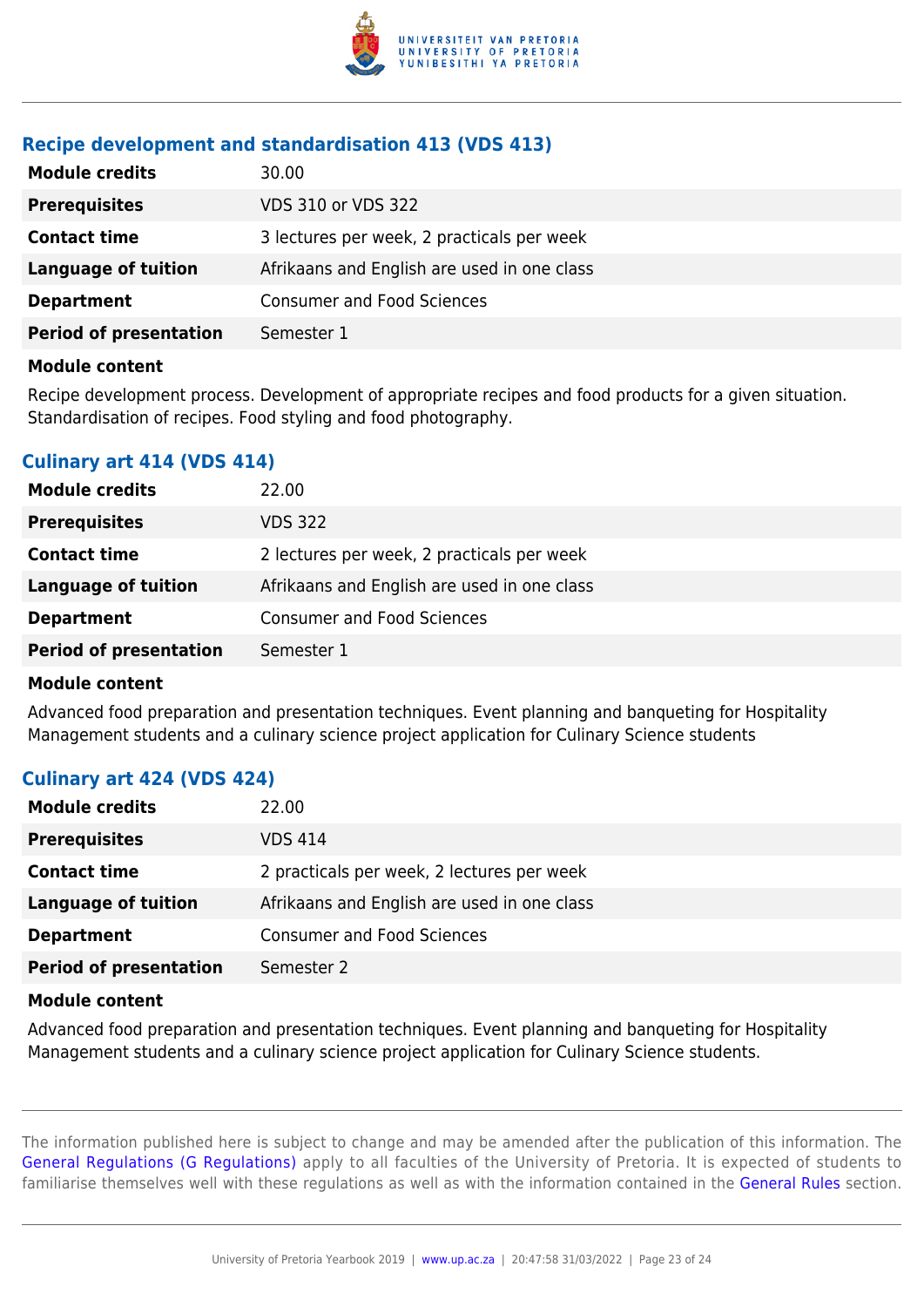### Recipe development and standardisation 413 (VDS 413)

| | |
|---|---|
| **Module credits** | 30.00 |
| **Prerequisites** | VDS 310 or VDS 322 |
| **Contact time** | 3 lectures per week, 2 practicals per week |
| **Language of tuition** | Afrikaans and English are used in one class |
| **Department** | Consumer and Food Sciences |
| **Period of presentation** | Semester 1 |

**Module content**

Recipe development process. Development of appropriate recipes and food products for a given situation. Standardisation of recipes. Food styling and food photography.

### Culinary art 414 (VDS 414)

| | |
|---|---|
| **Module credits** | 22.00 |
| **Prerequisites** | VDS 322 |
| **Contact time** | 2 lectures per week, 2 practicals per week |
| **Language of tuition** | Afrikaans and English are used in one class |
| **Department** | Consumer and Food Sciences |
| **Period of presentation** | Semester 1 |

**Module content**

Advanced food preparation and presentation techniques. Event planning and banqueting for Hospitality Management students and a culinary science project application for Culinary Science students

### Culinary art 424 (VDS 424)

| | |
|---|---|
| **Module credits** | 22.00 |
| **Prerequisites** | VDS 414 |
| **Contact time** | 2 practicals per week, 2 lectures per week |
| **Language of tuition** | Afrikaans and English are used in one class |
| **Department** | Consumer and Food Sciences |
| **Period of presentation** | Semester 2 |

**Module content**

Advanced food preparation and presentation techniques. Event planning and banqueting for Hospitality Management students and a culinary science project application for Culinary Science students.

The information published here is subject to change and may be amended after the publication of this information. The General Regulations (G Regulations) apply to all faculties of the University of Pretoria. It is expected of students to familiarise themselves well with these regulations as well as with the information contained in the General Rules section.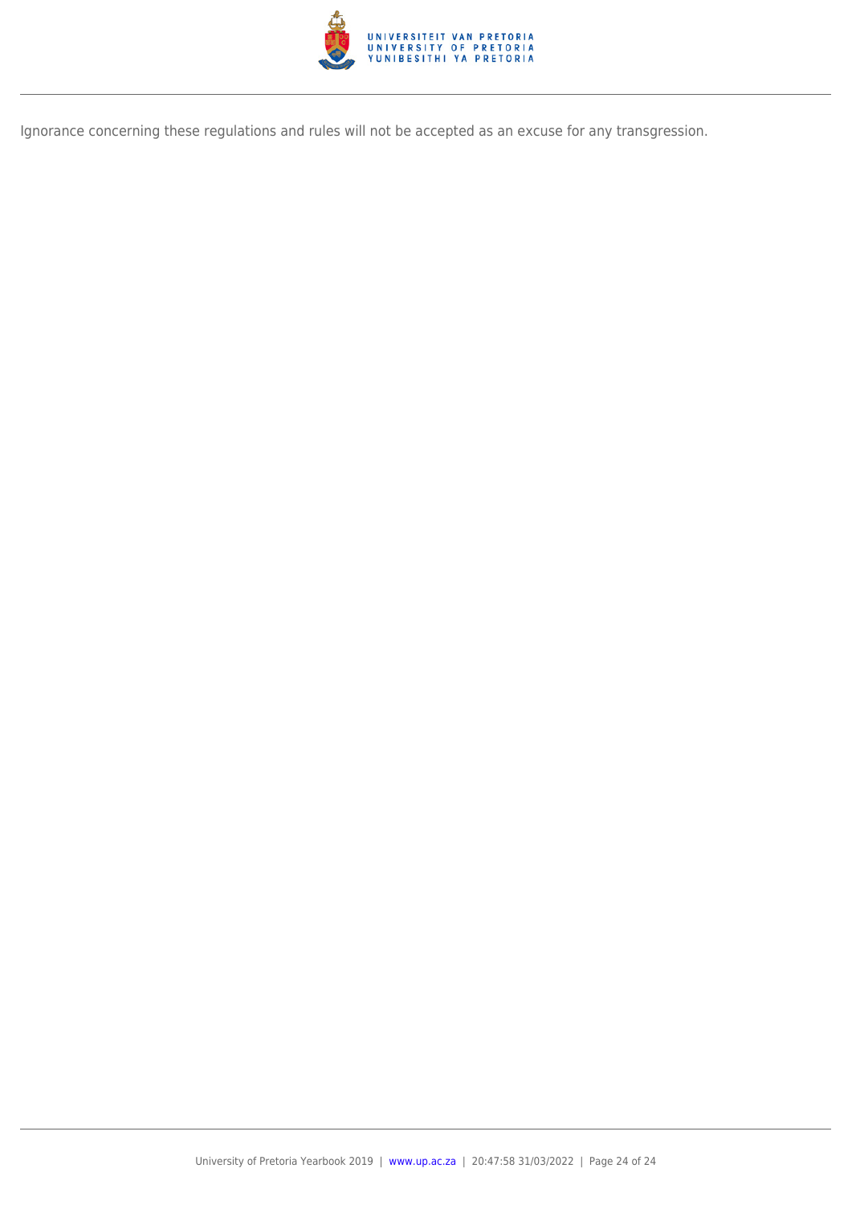Ignorance concerning these regulations and rules will not be accepted as an excuse for any transgression.